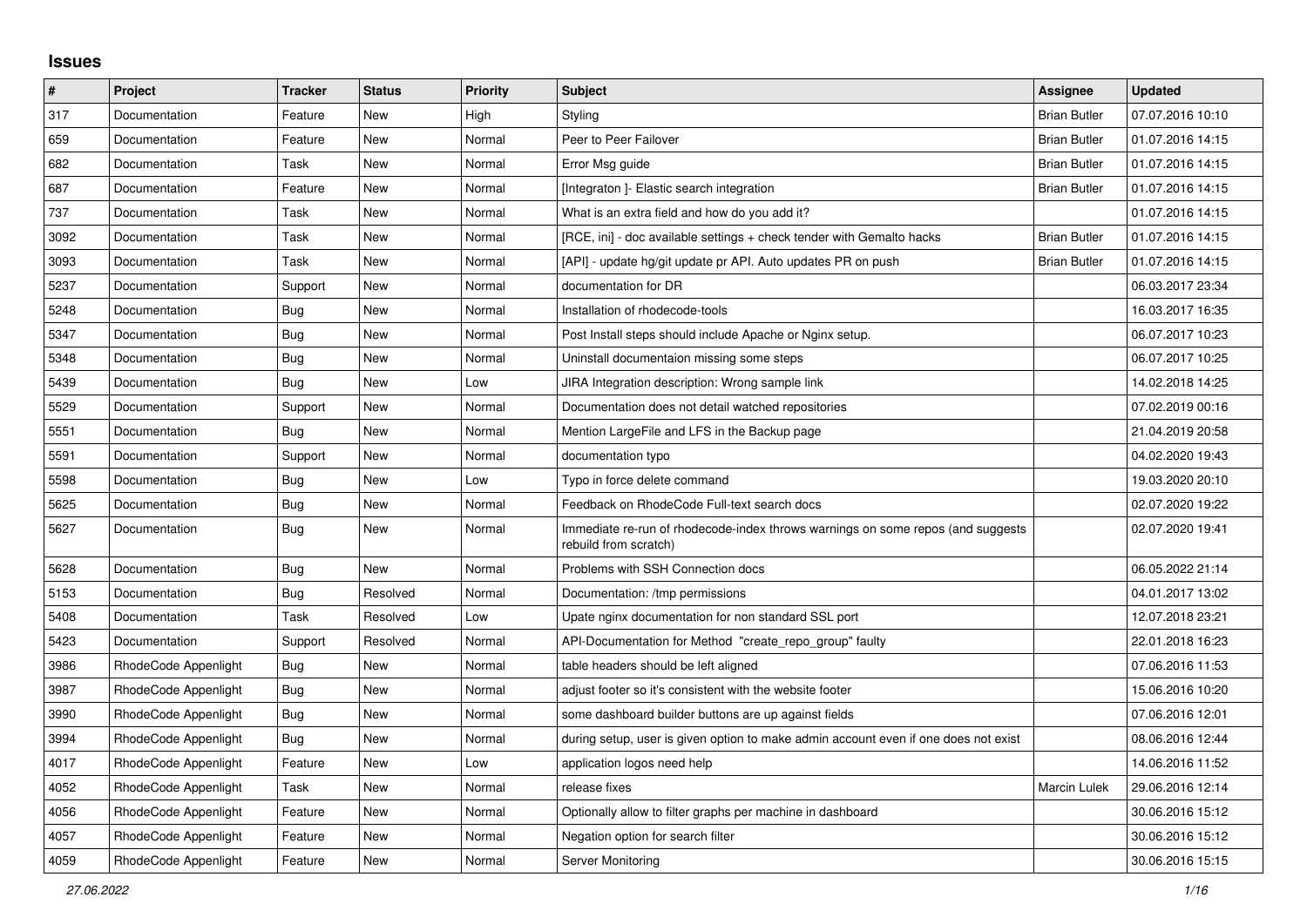## Issues

| # | Project | Tracker | Status | Priority | Subject | Assignee | Updated |
|---|---|---|---|---|---|---|---|
| 317 | Documentation | Feature | New | High | Styling | Brian Butler | 07.07.2016 10:10 |
| 659 | Documentation | Feature | New | Normal | Peer to Peer Failover | Brian Butler | 01.07.2016 14:15 |
| 682 | Documentation | Task | New | Normal | Error Msg guide | Brian Butler | 01.07.2016 14:15 |
| 687 | Documentation | Feature | New | Normal | [Integraton ]- Elastic search integration | Brian Butler | 01.07.2016 14:15 |
| 737 | Documentation | Task | New | Normal | What is an extra field and how do you add it? | | 01.07.2016 14:15 |
| 3092 | Documentation | Task | New | Normal | [RCE, ini] - doc available settings + check tender with Gemalto hacks | Brian Butler | 01.07.2016 14:15 |
| 3093 | Documentation | Task | New | Normal | [API] - update hg/git update pr API. Auto updates PR on push | Brian Butler | 01.07.2016 14:15 |
| 5237 | Documentation | Support | New | Normal | documentation for DR | | 06.03.2017 23:34 |
| 5248 | Documentation | Bug | New | Normal | Installation of rhodecode-tools | | 16.03.2017 16:35 |
| 5347 | Documentation | Bug | New | Normal | Post Install steps should include Apache or Nginx setup. | | 06.07.2017 10:23 |
| 5348 | Documentation | Bug | New | Normal | Uninstall documentaion missing some steps | | 06.07.2017 10:25 |
| 5439 | Documentation | Bug | New | Low | JIRA Integration description: Wrong sample link | | 14.02.2018 14:25 |
| 5529 | Documentation | Support | New | Normal | Documentation does not detail watched repositories | | 07.02.2019 00:16 |
| 5551 | Documentation | Bug | New | Normal | Mention LargeFile and LFS in the Backup page | | 21.04.2019 20:58 |
| 5591 | Documentation | Support | New | Normal | documentation typo | | 04.02.2020 19:43 |
| 5598 | Documentation | Bug | New | Low | Typo in force delete command | | 19.03.2020 20:10 |
| 5625 | Documentation | Bug | New | Normal | Feedback on RhodeCode Full-text search docs | | 02.07.2020 19:22 |
| 5627 | Documentation | Bug | New | Normal | Immediate re-run of rhodecode-index throws warnings on some repos (and suggests rebuild from scratch) | | 02.07.2020 19:41 |
| 5628 | Documentation | Bug | New | Normal | Problems with SSH Connection docs | | 06.05.2022 21:14 |
| 5153 | Documentation | Bug | Resolved | Normal | Documentation: /tmp permissions | | 04.01.2017 13:02 |
| 5408 | Documentation | Task | Resolved | Low | Upate nginx documentation for non standard SSL port | | 12.07.2018 23:21 |
| 5423 | Documentation | Support | Resolved | Normal | API-Documentation for Method "create_repo_group" faulty | | 22.01.2018 16:23 |
| 3986 | RhodeCode Appenlight | Bug | New | Normal | table headers should be left aligned | | 07.06.2016 11:53 |
| 3987 | RhodeCode Appenlight | Bug | New | Normal | adjust footer so it's consistent with the website footer | | 15.06.2016 10:20 |
| 3990 | RhodeCode Appenlight | Bug | New | Normal | some dashboard builder buttons are up against fields | | 07.06.2016 12:01 |
| 3994 | RhodeCode Appenlight | Bug | New | Normal | during setup, user is given option to make admin account even if one does not exist | | 08.06.2016 12:44 |
| 4017 | RhodeCode Appenlight | Feature | New | Low | application logos need help | | 14.06.2016 11:52 |
| 4052 | RhodeCode Appenlight | Task | New | Normal | release fixes | Marcin Lulek | 29.06.2016 12:14 |
| 4056 | RhodeCode Appenlight | Feature | New | Normal | Optionally allow to filter graphs per machine in dashboard | | 30.06.2016 15:12 |
| 4057 | RhodeCode Appenlight | Feature | New | Normal | Negation option for search filter | | 30.06.2016 15:12 |
| 4059 | RhodeCode Appenlight | Feature | New | Normal | Server Monitoring | | 30.06.2016 15:15 |

*27.06.2022*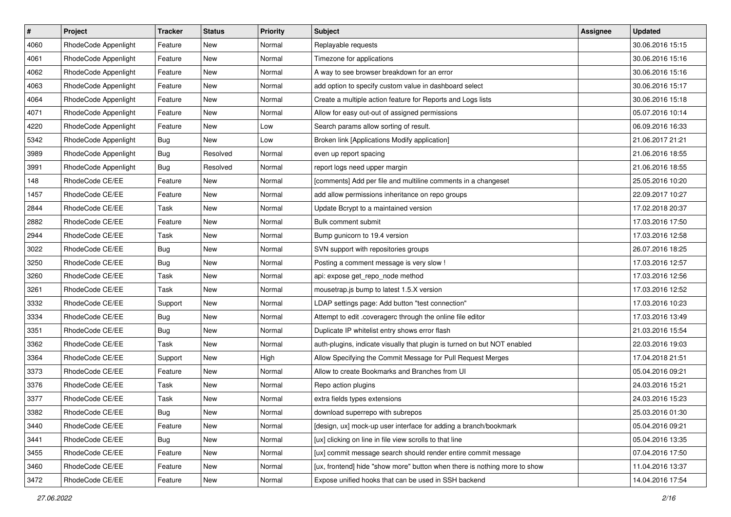| # | Project | Tracker | Status | Priority | Subject | Assignee | Updated |
|---|---|---|---|---|---|---|---|
| 4060 | RhodeCode Appenlight | Feature | New | Normal | Replayable requests | | 30.06.2016 15:15 |
| 4061 | RhodeCode Appenlight | Feature | New | Normal | Timezone for applications | | 30.06.2016 15:16 |
| 4062 | RhodeCode Appenlight | Feature | New | Normal | A way to see browser breakdown for an error | | 30.06.2016 15:16 |
| 4063 | RhodeCode Appenlight | Feature | New | Normal | add option to specify custom value in dashboard select | | 30.06.2016 15:17 |
| 4064 | RhodeCode Appenlight | Feature | New | Normal | Create a multiple action feature for Reports and Logs lists | | 30.06.2016 15:18 |
| 4071 | RhodeCode Appenlight | Feature | New | Normal | Allow for easy out-out of assigned permissions | | 05.07.2016 10:14 |
| 4220 | RhodeCode Appenlight | Feature | New | Low | Search params allow sorting of result. | | 06.09.2016 16:33 |
| 5342 | RhodeCode Appenlight | Bug | New | Low | Broken link [Applications Modify application] | | 21.06.2017 21:21 |
| 3989 | RhodeCode Appenlight | Bug | Resolved | Normal | even up report spacing | | 21.06.2016 18:55 |
| 3991 | RhodeCode Appenlight | Bug | Resolved | Normal | report logs need upper margin | | 21.06.2016 18:55 |
| 148 | RhodeCode CE/EE | Feature | New | Normal | [comments] Add per file and multiline comments in a changeset | | 25.05.2016 10:20 |
| 1457 | RhodeCode CE/EE | Feature | New | Normal | add allow permissions inheritance on repo groups | | 22.09.2017 10:27 |
| 2844 | RhodeCode CE/EE | Task | New | Normal | Update Bcrypt to a maintained version | | 17.02.2018 20:37 |
| 2882 | RhodeCode CE/EE | Feature | New | Normal | Bulk comment submit | | 17.03.2016 17:50 |
| 2944 | RhodeCode CE/EE | Task | New | Normal | Bump gunicorn to 19.4 version | | 17.03.2016 12:58 |
| 3022 | RhodeCode CE/EE | Bug | New | Normal | SVN support with repositories groups | | 26.07.2016 18:25 |
| 3250 | RhodeCode CE/EE | Bug | New | Normal | Posting a comment message is very slow ! | | 17.03.2016 12:57 |
| 3260 | RhodeCode CE/EE | Task | New | Normal | api: expose get_repo_node method | | 17.03.2016 12:56 |
| 3261 | RhodeCode CE/EE | Task | New | Normal | mousetrap.js bump to latest 1.5.X version | | 17.03.2016 12:52 |
| 3332 | RhodeCode CE/EE | Support | New | Normal | LDAP settings page: Add button "test connection" | | 17.03.2016 10:23 |
| 3334 | RhodeCode CE/EE | Bug | New | Normal | Attempt to edit .coveragerc through the online file editor | | 17.03.2016 13:49 |
| 3351 | RhodeCode CE/EE | Bug | New | Normal | Duplicate IP whitelist entry shows error flash | | 21.03.2016 15:54 |
| 3362 | RhodeCode CE/EE | Task | New | Normal | auth-plugins, indicate visually that plugin is turned on but NOT enabled | | 22.03.2016 19:03 |
| 3364 | RhodeCode CE/EE | Support | New | High | Allow Specifying the Commit Message for Pull Request Merges | | 17.04.2018 21:51 |
| 3373 | RhodeCode CE/EE | Feature | New | Normal | Allow to create Bookmarks and Branches from UI | | 05.04.2016 09:21 |
| 3376 | RhodeCode CE/EE | Task | New | Normal | Repo action plugins | | 24.03.2016 15:21 |
| 3377 | RhodeCode CE/EE | Task | New | Normal | extra fields types extensions | | 24.03.2016 15:23 |
| 3382 | RhodeCode CE/EE | Bug | New | Normal | download superrepo with subrepos | | 25.03.2016 01:30 |
| 3440 | RhodeCode CE/EE | Feature | New | Normal | [design, ux] mock-up user interface for adding a branch/bookmark | | 05.04.2016 09:21 |
| 3441 | RhodeCode CE/EE | Bug | New | Normal | [ux] clicking on line in file view scrolls to that line | | 05.04.2016 13:35 |
| 3455 | RhodeCode CE/EE | Feature | New | Normal | [ux] commit message search should render entire commit message | | 07.04.2016 17:50 |
| 3460 | RhodeCode CE/EE | Feature | New | Normal | [ux, frontend] hide "show more" button when there is nothing more to show | | 11.04.2016 13:37 |
| 3472 | RhodeCode CE/EE | Feature | New | Normal | Expose unified hooks that can be used in SSH backend | | 14.04.2016 17:54 |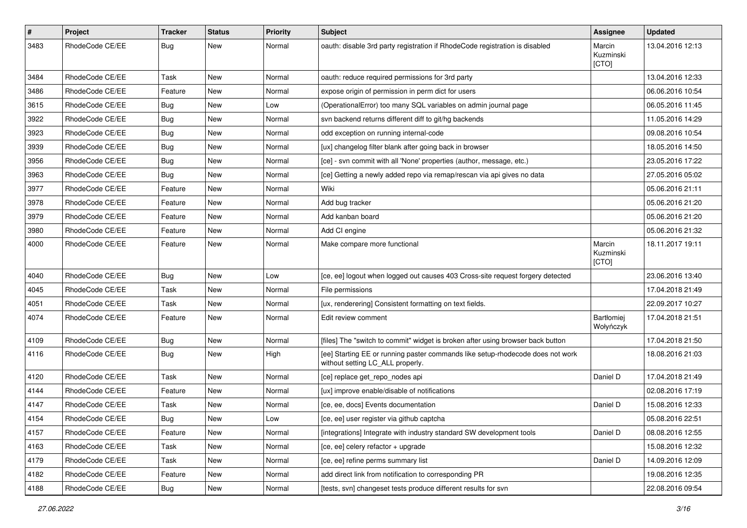| # | Project | Tracker | Status | Priority | Subject | Assignee | Updated |
|---|---|---|---|---|---|---|---|
| 3483 | RhodeCode CE/EE | Bug | New | Normal | oauth: disable 3rd party registration if RhodeCode registration is disabled | Marcin Kuzminski [CTO] | 13.04.2016 12:13 |
| 3484 | RhodeCode CE/EE | Task | New | Normal | oauth: reduce required permissions for 3rd party | | 13.04.2016 12:33 |
| 3486 | RhodeCode CE/EE | Feature | New | Normal | expose origin of permission in perm dict for users | | 06.06.2016 10:54 |
| 3615 | RhodeCode CE/EE | Bug | New | Low | (OperationalError) too many SQL variables on admin journal page | | 06.05.2016 11:45 |
| 3922 | RhodeCode CE/EE | Bug | New | Normal | svn backend returns different diff to git/hg backends | | 11.05.2016 14:29 |
| 3923 | RhodeCode CE/EE | Bug | New | Normal | odd exception on running internal-code | | 09.08.2016 10:54 |
| 3939 | RhodeCode CE/EE | Bug | New | Normal | [ux] changelog filter blank after going back in browser | | 18.05.2016 14:50 |
| 3956 | RhodeCode CE/EE | Bug | New | Normal | [ce] - svn commit with all 'None' properties (author, message, etc.) | | 23.05.2016 17:22 |
| 3963 | RhodeCode CE/EE | Bug | New | Normal | [ce] Getting a newly added repo via remap/rescan via api gives no data | | 27.05.2016 05:02 |
| 3977 | RhodeCode CE/EE | Feature | New | Normal | Wiki | | 05.06.2016 21:11 |
| 3978 | RhodeCode CE/EE | Feature | New | Normal | Add bug tracker | | 05.06.2016 21:20 |
| 3979 | RhodeCode CE/EE | Feature | New | Normal | Add kanban board | | 05.06.2016 21:20 |
| 3980 | RhodeCode CE/EE | Feature | New | Normal | Add CI engine | | 05.06.2016 21:32 |
| 4000 | RhodeCode CE/EE | Feature | New | Normal | Make compare more functional | Marcin Kuzminski [CTO] | 18.11.2017 19:11 |
| 4040 | RhodeCode CE/EE | Bug | New | Low | [ce, ee] logout when logged out causes 403 Cross-site request forgery detected | | 23.06.2016 13:40 |
| 4045 | RhodeCode CE/EE | Task | New | Normal | File permissions | | 17.04.2018 21:49 |
| 4051 | RhodeCode CE/EE | Task | New | Normal | [ux, renderering] Consistent formatting on text fields. | | 22.09.2017 10:27 |
| 4074 | RhodeCode CE/EE | Feature | New | Normal | Edit review comment | Bartłomiej Wołyńczyk | 17.04.2018 21:51 |
| 4109 | RhodeCode CE/EE | Bug | New | Normal | [files] The "switch to commit" widget is broken after using browser back button | | 17.04.2018 21:50 |
| 4116 | RhodeCode CE/EE | Bug | New | High | [ee] Starting EE or running paster commands like setup-rhodecode does not work without setting LC_ALL properly. | | 18.08.2016 21:03 |
| 4120 | RhodeCode CE/EE | Task | New | Normal | [ce] replace get_repo_nodes api | Daniel D | 17.04.2018 21:49 |
| 4144 | RhodeCode CE/EE | Feature | New | Normal | [ux] improve enable/disable of notifications | | 02.08.2016 17:19 |
| 4147 | RhodeCode CE/EE | Task | New | Normal | [ce, ee, docs] Events documentation | Daniel D | 15.08.2016 12:33 |
| 4154 | RhodeCode CE/EE | Bug | New | Low | [ce, ee] user register via github captcha | | 05.08.2016 22:51 |
| 4157 | RhodeCode CE/EE | Feature | New | Normal | [integrations] Integrate with industry standard SW development tools | Daniel D | 08.08.2016 12:55 |
| 4163 | RhodeCode CE/EE | Task | New | Normal | [ce, ee] celery refactor + upgrade | | 15.08.2016 12:32 |
| 4179 | RhodeCode CE/EE | Task | New | Normal | [ce, ee] refine perms summary list | Daniel D | 14.09.2016 12:09 |
| 4182 | RhodeCode CE/EE | Feature | New | Normal | add direct link from notification to corresponding PR | | 19.08.2016 12:35 |
| 4188 | RhodeCode CE/EE | Bug | New | Normal | [tests, svn] changeset tests produce different results for svn | | 22.08.2016 09:54 |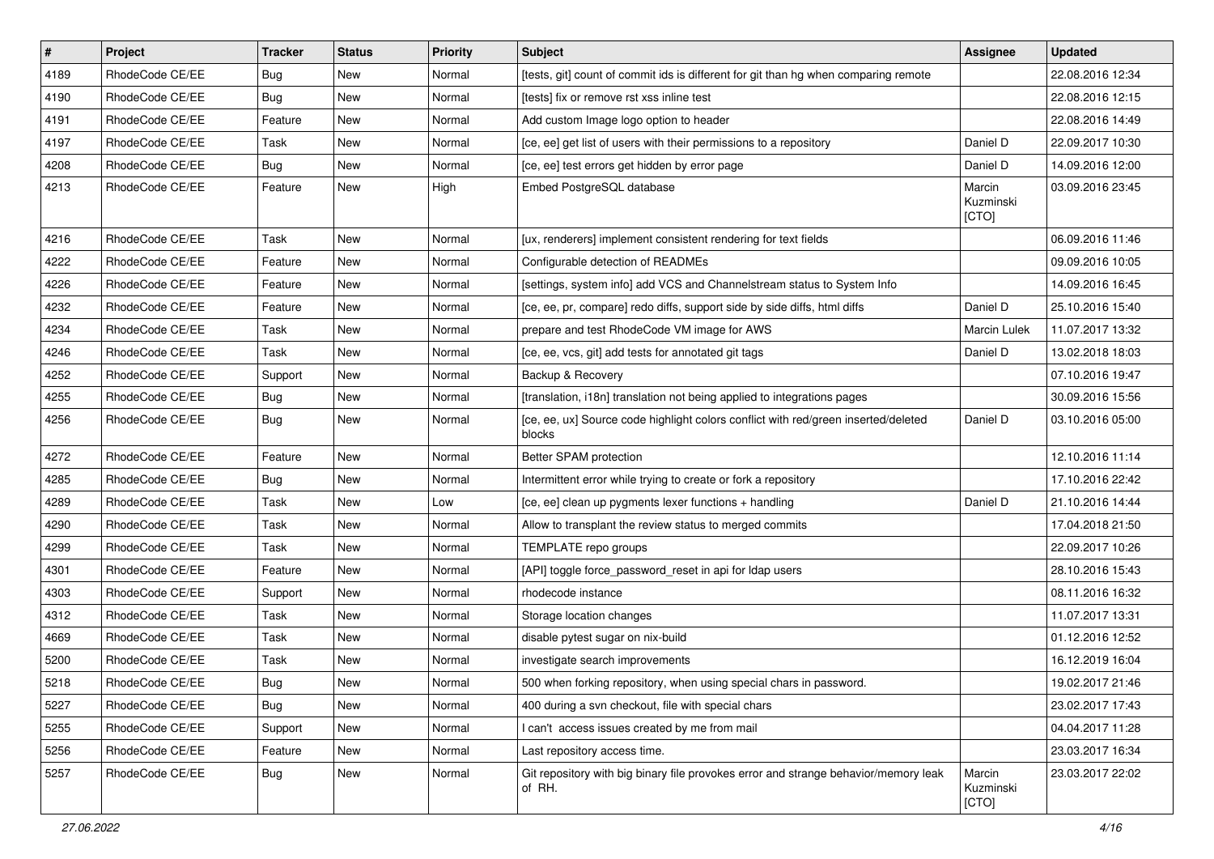| # | Project | Tracker | Status | Priority | Subject | Assignee | Updated |
|---|---|---|---|---|---|---|---|
| 4189 | RhodeCode CE/EE | Bug | New | Normal | [tests, git] count of commit ids is different for git than hg when comparing remote | | 22.08.2016 12:34 |
| 4190 | RhodeCode CE/EE | Bug | New | Normal | [tests] fix or remove rst xss inline test | | 22.08.2016 12:15 |
| 4191 | RhodeCode CE/EE | Feature | New | Normal | Add custom Image logo option to header | | 22.08.2016 14:49 |
| 4197 | RhodeCode CE/EE | Task | New | Normal | [ce, ee] get list of users with their permissions to a repository | Daniel D | 22.09.2017 10:30 |
| 4208 | RhodeCode CE/EE | Bug | New | Normal | [ce, ee] test errors get hidden by error page | Daniel D | 14.09.2016 12:00 |
| 4213 | RhodeCode CE/EE | Feature | New | High | Embed PostgreSQL database | Marcin Kuzminski [CTO] | 03.09.2016 23:45 |
| 4216 | RhodeCode CE/EE | Task | New | Normal | [ux, renderers] implement consistent rendering for text fields | | 06.09.2016 11:46 |
| 4222 | RhodeCode CE/EE | Feature | New | Normal | Configurable detection of READMEs | | 09.09.2016 10:05 |
| 4226 | RhodeCode CE/EE | Feature | New | Normal | [settings, system info] add VCS and Channelstream status to System Info | | 14.09.2016 16:45 |
| 4232 | RhodeCode CE/EE | Feature | New | Normal | [ce, ee, pr, compare] redo diffs, support side by side diffs, html diffs | Daniel D | 25.10.2016 15:40 |
| 4234 | RhodeCode CE/EE | Task | New | Normal | prepare and test RhodeCode VM image for AWS | Marcin Lulek | 11.07.2017 13:32 |
| 4246 | RhodeCode CE/EE | Task | New | Normal | [ce, ee, vcs, git] add tests for annotated git tags | Daniel D | 13.02.2018 18:03 |
| 4252 | RhodeCode CE/EE | Support | New | Normal | Backup & Recovery | | 07.10.2016 19:47 |
| 4255 | RhodeCode CE/EE | Bug | New | Normal | [translation, i18n] translation not being applied to integrations pages | | 30.09.2016 15:56 |
| 4256 | RhodeCode CE/EE | Bug | New | Normal | [ce, ee, ux] Source code highlight colors conflict with red/green inserted/deleted blocks | Daniel D | 03.10.2016 05:00 |
| 4272 | RhodeCode CE/EE | Feature | New | Normal | Better SPAM protection | | 12.10.2016 11:14 |
| 4285 | RhodeCode CE/EE | Bug | New | Normal | Intermittent error while trying to create or fork a repository | | 17.10.2016 22:42 |
| 4289 | RhodeCode CE/EE | Task | New | Low | [ce, ee] clean up pygments lexer functions + handling | Daniel D | 21.10.2016 14:44 |
| 4290 | RhodeCode CE/EE | Task | New | Normal | Allow to transplant the review status to merged commits | | 17.04.2018 21:50 |
| 4299 | RhodeCode CE/EE | Task | New | Normal | TEMPLATE repo groups | | 22.09.2017 10:26 |
| 4301 | RhodeCode CE/EE | Feature | New | Normal | [API] toggle force_password_reset in api for ldap users | | 28.10.2016 15:43 |
| 4303 | RhodeCode CE/EE | Support | New | Normal | rhodecode instance | | 08.11.2016 16:32 |
| 4312 | RhodeCode CE/EE | Task | New | Normal | Storage location changes | | 11.07.2017 13:31 |
| 4669 | RhodeCode CE/EE | Task | New | Normal | disable pytest sugar on nix-build | | 01.12.2016 12:52 |
| 5200 | RhodeCode CE/EE | Task | New | Normal | investigate search improvements | | 16.12.2019 16:04 |
| 5218 | RhodeCode CE/EE | Bug | New | Normal | 500 when forking repository, when using special chars in password. | | 19.02.2017 21:46 |
| 5227 | RhodeCode CE/EE | Bug | New | Normal | 400 during a svn checkout, file with special chars | | 23.02.2017 17:43 |
| 5255 | RhodeCode CE/EE | Support | New | Normal | I can't access issues created by me from mail | | 04.04.2017 11:28 |
| 5256 | RhodeCode CE/EE | Feature | New | Normal | Last repository access time. | | 23.03.2017 16:34 |
| 5257 | RhodeCode CE/EE | Bug | New | Normal | Git repository with big binary file provokes error and strange behavior/memory leak of RH. | Marcin Kuzminski [CTO] | 23.03.2017 22:02 |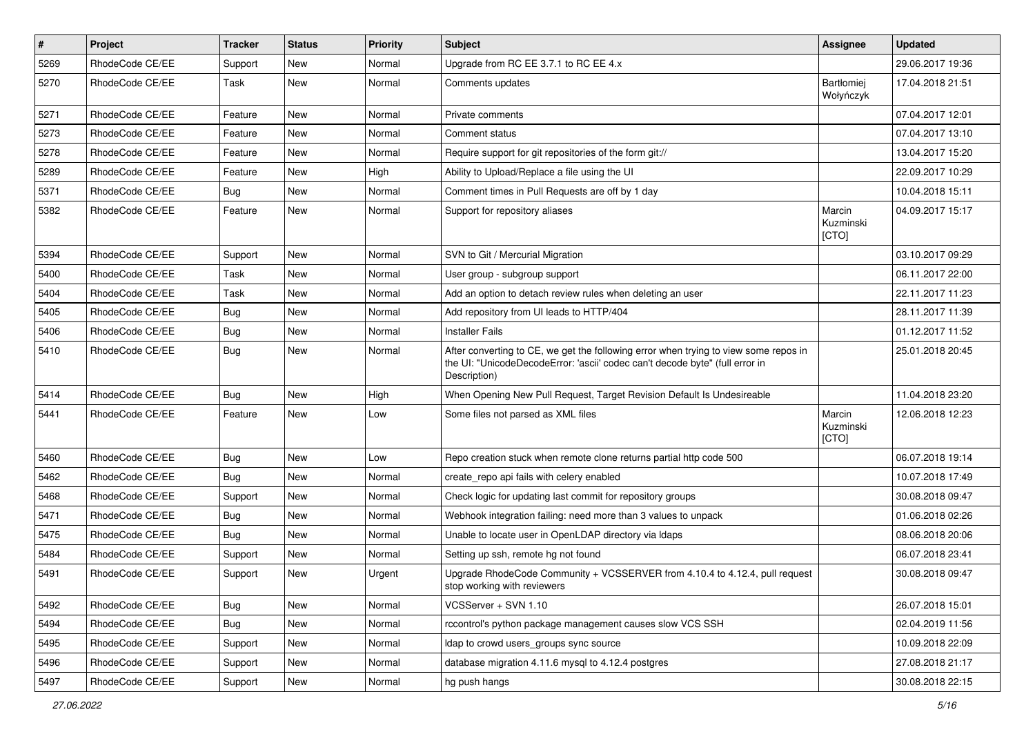| # | Project | Tracker | Status | Priority | Subject | Assignee | Updated |
|---|---|---|---|---|---|---|---|
| 5269 | RhodeCode CE/EE | Support | New | Normal | Upgrade from RC EE 3.7.1 to RC EE 4.x | | 29.06.2017 19:36 |
| 5270 | RhodeCode CE/EE | Task | New | Normal | Comments updates | Bartłomiej Wołyńczyk | 17.04.2018 21:51 |
| 5271 | RhodeCode CE/EE | Feature | New | Normal | Private comments | | 07.04.2017 12:01 |
| 5273 | RhodeCode CE/EE | Feature | New | Normal | Comment status | | 07.04.2017 13:10 |
| 5278 | RhodeCode CE/EE | Feature | New | Normal | Require support for git repositories of the form git:// | | 13.04.2017 15:20 |
| 5289 | RhodeCode CE/EE | Feature | New | High | Ability to Upload/Replace a file using the UI | | 22.09.2017 10:29 |
| 5371 | RhodeCode CE/EE | Bug | New | Normal | Comment times in Pull Requests are off by 1 day | | 10.04.2018 15:11 |
| 5382 | RhodeCode CE/EE | Feature | New | Normal | Support for repository aliases | Marcin Kuzminski [CTO] | 04.09.2017 15:17 |
| 5394 | RhodeCode CE/EE | Support | New | Normal | SVN to Git / Mercurial Migration | | 03.10.2017 09:29 |
| 5400 | RhodeCode CE/EE | Task | New | Normal | User group - subgroup support | | 06.11.2017 22:00 |
| 5404 | RhodeCode CE/EE | Task | New | Normal | Add an option to detach review rules when deleting an user | | 22.11.2017 11:23 |
| 5405 | RhodeCode CE/EE | Bug | New | Normal | Add repository from UI leads to HTTP/404 | | 28.11.2017 11:39 |
| 5406 | RhodeCode CE/EE | Bug | New | Normal | Installer Fails | | 01.12.2017 11:52 |
| 5410 | RhodeCode CE/EE | Bug | New | Normal | After converting to CE, we get the following error when trying to view some repos in the UI: "UnicodeDecodeError: 'ascii' codec can't decode byte" (full error in Description) | | 25.01.2018 20:45 |
| 5414 | RhodeCode CE/EE | Bug | New | High | When Opening New Pull Request, Target Revision Default Is Undesireable | | 11.04.2018 23:20 |
| 5441 | RhodeCode CE/EE | Feature | New | Low | Some files not parsed as XML files | Marcin Kuzminski [CTO] | 12.06.2018 12:23 |
| 5460 | RhodeCode CE/EE | Bug | New | Low | Repo creation stuck when remote clone returns partial http code 500 | | 06.07.2018 19:14 |
| 5462 | RhodeCode CE/EE | Bug | New | Normal | create_repo api fails with celery enabled | | 10.07.2018 17:49 |
| 5468 | RhodeCode CE/EE | Support | New | Normal | Check logic for updating last commit for repository groups | | 30.08.2018 09:47 |
| 5471 | RhodeCode CE/EE | Bug | New | Normal | Webhook integration failing: need more than 3 values to unpack | | 01.06.2018 02:26 |
| 5475 | RhodeCode CE/EE | Bug | New | Normal | Unable to locate user in OpenLDAP directory via ldaps | | 08.06.2018 20:06 |
| 5484 | RhodeCode CE/EE | Support | New | Normal | Setting up ssh, remote hg not found | | 06.07.2018 23:41 |
| 5491 | RhodeCode CE/EE | Support | New | Urgent | Upgrade RhodeCode Community + VCSSERVER from 4.10.4 to 4.12.4, pull request stop working with reviewers | | 30.08.2018 09:47 |
| 5492 | RhodeCode CE/EE | Bug | New | Normal | VCSServer + SVN 1.10 | | 26.07.2018 15:01 |
| 5494 | RhodeCode CE/EE | Bug | New | Normal | rccontrol's python package management causes slow VCS SSH | | 02.04.2019 11:56 |
| 5495 | RhodeCode CE/EE | Support | New | Normal | ldap to crowd users_groups sync source | | 10.09.2018 22:09 |
| 5496 | RhodeCode CE/EE | Support | New | Normal | database migration 4.11.6 mysql to 4.12.4 postgres | | 27.08.2018 21:17 |
| 5497 | RhodeCode CE/EE | Support | New | Normal | hg push hangs | | 30.08.2018 22:15 |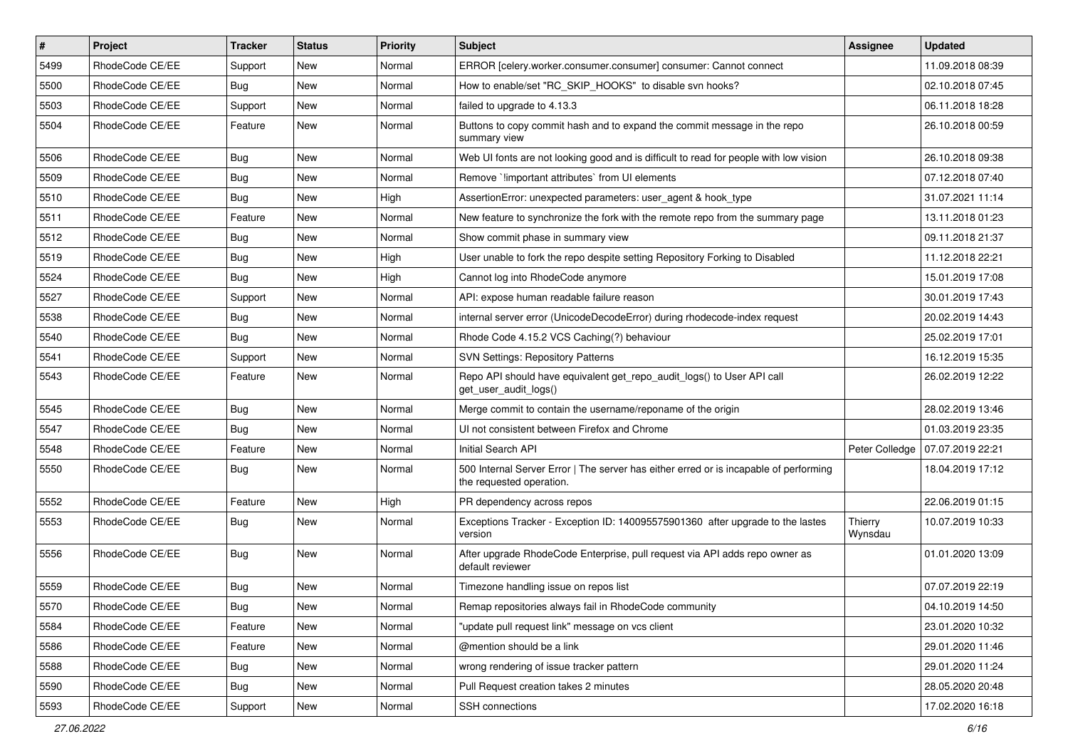| # | Project | Tracker | Status | Priority | Subject | Assignee | Updated |
|---|---|---|---|---|---|---|---|
| 5499 | RhodeCode CE/EE | Support | New | Normal | ERROR [celery.worker.consumer.consumer] consumer: Cannot connect | | 11.09.2018 08:39 |
| 5500 | RhodeCode CE/EE | Bug | New | Normal | How to enable/set "RC_SKIP_HOOKS" to disable svn hooks? | | 02.10.2018 07:45 |
| 5503 | RhodeCode CE/EE | Support | New | Normal | failed to upgrade to 4.13.3 | | 06.11.2018 18:28 |
| 5504 | RhodeCode CE/EE | Feature | New | Normal | Buttons to copy commit hash and to expand the commit message in the repo summary view | | 26.10.2018 00:59 |
| 5506 | RhodeCode CE/EE | Bug | New | Normal | Web UI fonts are not looking good and is difficult to read for people with low vision | | 26.10.2018 09:38 |
| 5509 | RhodeCode CE/EE | Bug | New | Normal | Remove `!important attributes` from UI elements | | 07.12.2018 07:40 |
| 5510 | RhodeCode CE/EE | Bug | New | High | AssertionError: unexpected parameters: user_agent & hook_type | | 31.07.2021 11:14 |
| 5511 | RhodeCode CE/EE | Feature | New | Normal | New feature to synchronize the fork with the remote repo from the summary page | | 13.11.2018 01:23 |
| 5512 | RhodeCode CE/EE | Bug | New | Normal | Show commit phase in summary view | | 09.11.2018 21:37 |
| 5519 | RhodeCode CE/EE | Bug | New | High | User unable to fork the repo despite setting Repository Forking to Disabled | | 11.12.2018 22:21 |
| 5524 | RhodeCode CE/EE | Bug | New | High | Cannot log into RhodeCode anymore | | 15.01.2019 17:08 |
| 5527 | RhodeCode CE/EE | Support | New | Normal | API: expose human readable failure reason | | 30.01.2019 17:43 |
| 5538 | RhodeCode CE/EE | Bug | New | Normal | internal server error (UnicodeDecodeError) during rhodecode-index request | | 20.02.2019 14:43 |
| 5540 | RhodeCode CE/EE | Bug | New | Normal | Rhode Code 4.15.2 VCS Caching(?) behaviour | | 25.02.2019 17:01 |
| 5541 | RhodeCode CE/EE | Support | New | Normal | SVN Settings: Repository Patterns | | 16.12.2019 15:35 |
| 5543 | RhodeCode CE/EE | Feature | New | Normal | Repo API should have equivalent get_repo_audit_logs() to User API call get_user_audit_logs() | | 26.02.2019 12:22 |
| 5545 | RhodeCode CE/EE | Bug | New | Normal | Merge commit to contain the username/reponame of the origin | | 28.02.2019 13:46 |
| 5547 | RhodeCode CE/EE | Bug | New | Normal | UI not consistent between Firefox and Chrome | | 01.03.2019 23:35 |
| 5548 | RhodeCode CE/EE | Feature | New | Normal | Initial Search API | Peter Colledge | 07.07.2019 22:21 |
| 5550 | RhodeCode CE/EE | Bug | New | Normal | 500 Internal Server Error \| The server has either erred or is incapable of performing the requested operation. | | 18.04.2019 17:12 |
| 5552 | RhodeCode CE/EE | Feature | New | High | PR dependency across repos | | 22.06.2019 01:15 |
| 5553 | RhodeCode CE/EE | Bug | New | Normal | Exceptions Tracker - Exception ID: 140095575901360 after upgrade to the lastes version | Thierry Wynsdau | 10.07.2019 10:33 |
| 5556 | RhodeCode CE/EE | Bug | New | Normal | After upgrade RhodeCode Enterprise, pull request via API adds repo owner as default reviewer | | 01.01.2020 13:09 |
| 5559 | RhodeCode CE/EE | Bug | New | Normal | Timezone handling issue on repos list | | 07.07.2019 22:19 |
| 5570 | RhodeCode CE/EE | Bug | New | Normal | Remap repositories always fail in RhodeCode community | | 04.10.2019 14:50 |
| 5584 | RhodeCode CE/EE | Feature | New | Normal | "update pull request link" message on vcs client | | 23.01.2020 10:32 |
| 5586 | RhodeCode CE/EE | Feature | New | Normal | @mention should be a link | | 29.01.2020 11:46 |
| 5588 | RhodeCode CE/EE | Bug | New | Normal | wrong rendering of issue tracker pattern | | 29.01.2020 11:24 |
| 5590 | RhodeCode CE/EE | Bug | New | Normal | Pull Request creation takes 2 minutes | | 28.05.2020 20:48 |
| 5593 | RhodeCode CE/EE | Support | New | Normal | SSH connections | | 17.02.2020 16:18 |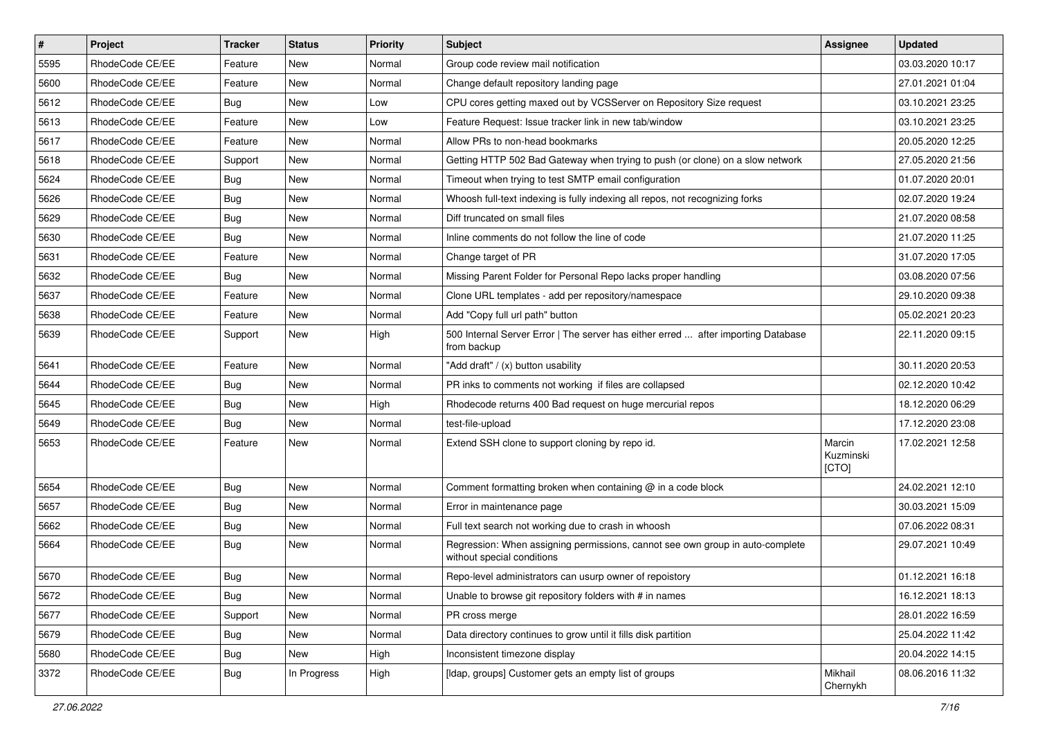| # | Project | Tracker | Status | Priority | Subject | Assignee | Updated |
|---|---|---|---|---|---|---|---|
| 5595 | RhodeCode CE/EE | Feature | New | Normal | Group code review mail notification | | 03.03.2020 10:17 |
| 5600 | RhodeCode CE/EE | Feature | New | Normal | Change default repository landing page | | 27.01.2021 01:04 |
| 5612 | RhodeCode CE/EE | Bug | New | Low | CPU cores getting maxed out by VCSServer on Repository Size request | | 03.10.2021 23:25 |
| 5613 | RhodeCode CE/EE | Feature | New | Low | Feature Request: Issue tracker link in new tab/window | | 03.10.2021 23:25 |
| 5617 | RhodeCode CE/EE | Feature | New | Normal | Allow PRs to non-head bookmarks | | 20.05.2020 12:25 |
| 5618 | RhodeCode CE/EE | Support | New | Normal | Getting HTTP 502 Bad Gateway when trying to push (or clone) on a slow network | | 27.05.2020 21:56 |
| 5624 | RhodeCode CE/EE | Bug | New | Normal | Timeout when trying to test SMTP email configuration | | 01.07.2020 20:01 |
| 5626 | RhodeCode CE/EE | Bug | New | Normal | Whoosh full-text indexing is fully indexing all repos, not recognizing forks | | 02.07.2020 19:24 |
| 5629 | RhodeCode CE/EE | Bug | New | Normal | Diff truncated on small files | | 21.07.2020 08:58 |
| 5630 | RhodeCode CE/EE | Bug | New | Normal | Inline comments do not follow the line of code | | 21.07.2020 11:25 |
| 5631 | RhodeCode CE/EE | Feature | New | Normal | Change target of PR | | 31.07.2020 17:05 |
| 5632 | RhodeCode CE/EE | Bug | New | Normal | Missing Parent Folder for Personal Repo lacks proper handling | | 03.08.2020 07:56 |
| 5637 | RhodeCode CE/EE | Feature | New | Normal | Clone URL templates - add per repository/namespace | | 29.10.2020 09:38 |
| 5638 | RhodeCode CE/EE | Feature | New | Normal | Add "Copy full url path" button | | 05.02.2021 20:23 |
| 5639 | RhodeCode CE/EE | Support | New | High | 500 Internal Server Error \| The server has either erred ... after importing Database from backup | | 22.11.2020 09:15 |
| 5641 | RhodeCode CE/EE | Feature | New | Normal | "Add draft" / (x) button usability | | 30.11.2020 20:53 |
| 5644 | RhodeCode CE/EE | Bug | New | Normal | PR inks to comments not working if files are collapsed | | 02.12.2020 10:42 |
| 5645 | RhodeCode CE/EE | Bug | New | High | Rhodecode returns 400 Bad request on huge mercurial repos | | 18.12.2020 06:29 |
| 5649 | RhodeCode CE/EE | Bug | New | Normal | test-file-upload | | 17.12.2020 23:08 |
| 5653 | RhodeCode CE/EE | Feature | New | Normal | Extend SSH clone to support cloning by repo id. | Marcin Kuzminski [CTO] | 17.02.2021 12:58 |
| 5654 | RhodeCode CE/EE | Bug | New | Normal | Comment formatting broken when containing @ in a code block | | 24.02.2021 12:10 |
| 5657 | RhodeCode CE/EE | Bug | New | Normal | Error in maintenance page | | 30.03.2021 15:09 |
| 5662 | RhodeCode CE/EE | Bug | New | Normal | Full text search not working due to crash in whoosh | | 07.06.2022 08:31 |
| 5664 | RhodeCode CE/EE | Bug | New | Normal | Regression: When assigning permissions, cannot see own group in auto-complete without special conditions | | 29.07.2021 10:49 |
| 5670 | RhodeCode CE/EE | Bug | New | Normal | Repo-level administrators can usurp owner of repoistory | | 01.12.2021 16:18 |
| 5672 | RhodeCode CE/EE | Bug | New | Normal | Unable to browse git repository folders with # in names | | 16.12.2021 18:13 |
| 5677 | RhodeCode CE/EE | Support | New | Normal | PR cross merge | | 28.01.2022 16:59 |
| 5679 | RhodeCode CE/EE | Bug | New | Normal | Data directory continues to grow until it fills disk partition | | 25.04.2022 11:42 |
| 5680 | RhodeCode CE/EE | Bug | New | High | Inconsistent timezone display | | 20.04.2022 14:15 |
| 3372 | RhodeCode CE/EE | Bug | In Progress | High | [ldap, groups] Customer gets an empty list of groups | Mikhail Chernykh | 08.06.2016 11:32 |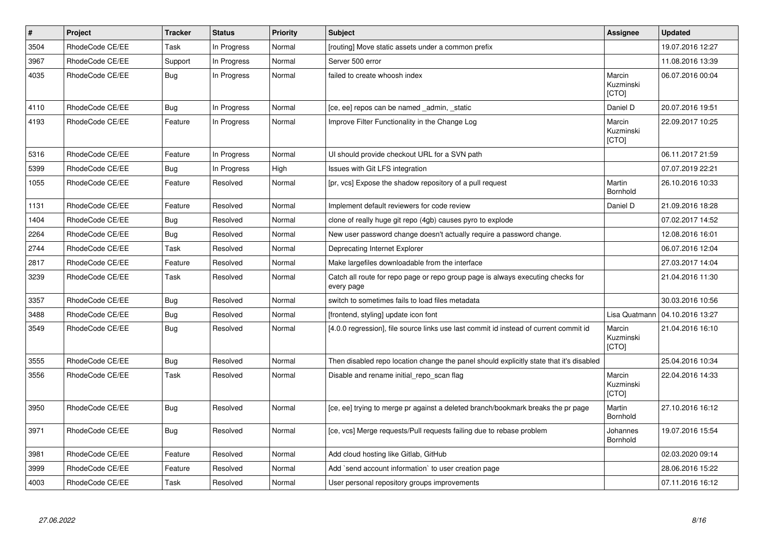| # | Project | Tracker | Status | Priority | Subject | Assignee | Updated |
|---|---|---|---|---|---|---|---|
| 3504 | RhodeCode CE/EE | Task | In Progress | Normal | [routing] Move static assets under a common prefix | | 19.07.2016 12:27 |
| 3967 | RhodeCode CE/EE | Support | In Progress | Normal | Server 500 error | | 11.08.2016 13:39 |
| 4035 | RhodeCode CE/EE | Bug | In Progress | Normal | failed to create whoosh index | Marcin Kuzminski [CTO] | 06.07.2016 00:04 |
| 4110 | RhodeCode CE/EE | Bug | In Progress | Normal | [ce, ee] repos can be named _admin, _static | Daniel D | 20.07.2016 19:51 |
| 4193 | RhodeCode CE/EE | Feature | In Progress | Normal | Improve Filter Functionality in the Change Log | Marcin Kuzminski [CTO] | 22.09.2017 10:25 |
| 5316 | RhodeCode CE/EE | Feature | In Progress | Normal | UI should provide checkout URL for a SVN path | | 06.11.2017 21:59 |
| 5399 | RhodeCode CE/EE | Bug | In Progress | High | Issues with Git LFS integration | | 07.07.2019 22:21 |
| 1055 | RhodeCode CE/EE | Feature | Resolved | Normal | [pr, vcs] Expose the shadow repository of a pull request | Martin Bornhold | 26.10.2016 10:33 |
| 1131 | RhodeCode CE/EE | Feature | Resolved | Normal | Implement default reviewers for code review | Daniel D | 21.09.2016 18:28 |
| 1404 | RhodeCode CE/EE | Bug | Resolved | Normal | clone of really huge git repo (4gb) causes pyro to explode | | 07.02.2017 14:52 |
| 2264 | RhodeCode CE/EE | Bug | Resolved | Normal | New user password change doesn't actually require a password change. | | 12.08.2016 16:01 |
| 2744 | RhodeCode CE/EE | Task | Resolved | Normal | Deprecating Internet Explorer | | 06.07.2016 12:04 |
| 2817 | RhodeCode CE/EE | Feature | Resolved | Normal | Make largefiles downloadable from the interface | | 27.03.2017 14:04 |
| 3239 | RhodeCode CE/EE | Task | Resolved | Normal | Catch all route for repo page or repo group page is always executing checks for every page | | 21.04.2016 11:30 |
| 3357 | RhodeCode CE/EE | Bug | Resolved | Normal | switch to sometimes fails to load files metadata | | 30.03.2016 10:56 |
| 3488 | RhodeCode CE/EE | Bug | Resolved | Normal | [frontend, styling] update icon font | Lisa Quatmann | 04.10.2016 13:27 |
| 3549 | RhodeCode CE/EE | Bug | Resolved | Normal | [4.0.0 regression], file source links use last commit id instead of current commit id | Marcin Kuzminski [CTO] | 21.04.2016 16:10 |
| 3555 | RhodeCode CE/EE | Bug | Resolved | Normal | Then disabled repo location change the panel should explicitly state that it's disabled | | 25.04.2016 10:34 |
| 3556 | RhodeCode CE/EE | Task | Resolved | Normal | Disable and rename initial_repo_scan flag | Marcin Kuzminski [CTO] | 22.04.2016 14:33 |
| 3950 | RhodeCode CE/EE | Bug | Resolved | Normal | [ce, ee] trying to merge pr against a deleted branch/bookmark breaks the pr page | Martin Bornhold | 27.10.2016 16:12 |
| 3971 | RhodeCode CE/EE | Bug | Resolved | Normal | [ce, vcs] Merge requests/Pull requests failing due to rebase problem | Johannes Bornhold | 19.07.2016 15:54 |
| 3981 | RhodeCode CE/EE | Feature | Resolved | Normal | Add cloud hosting like Gitlab, GitHub | | 02.03.2020 09:14 |
| 3999 | RhodeCode CE/EE | Feature | Resolved | Normal | Add `send account information` to user creation page | | 28.06.2016 15:22 |
| 4003 | RhodeCode CE/EE | Task | Resolved | Normal | User personal repository groups improvements | | 07.11.2016 16:12 |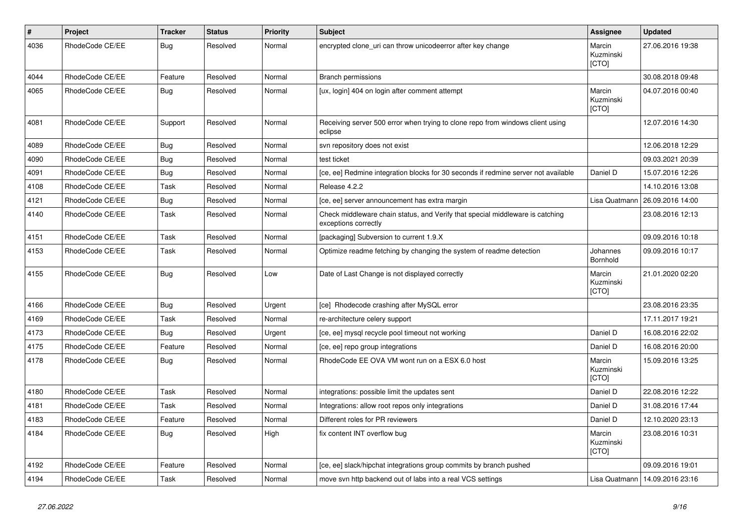| # | Project | Tracker | Status | Priority | Subject | Assignee | Updated |
|---|---|---|---|---|---|---|---|
| 4036 | RhodeCode CE/EE | Bug | Resolved | Normal | encrypted clone_uri can throw unicodeerror after key change | Marcin Kuzminski [CTO] | 27.06.2016 19:38 |
| 4044 | RhodeCode CE/EE | Feature | Resolved | Normal | Branch permissions | | 30.08.2018 09:48 |
| 4065 | RhodeCode CE/EE | Bug | Resolved | Normal | [ux, login] 404 on login after comment attempt | Marcin Kuzminski [CTO] | 04.07.2016 00:40 |
| 4081 | RhodeCode CE/EE | Support | Resolved | Normal | Receiving server 500 error when trying to clone repo from windows client using eclipse | | 12.07.2016 14:30 |
| 4089 | RhodeCode CE/EE | Bug | Resolved | Normal | svn repository does not exist | | 12.06.2018 12:29 |
| 4090 | RhodeCode CE/EE | Bug | Resolved | Normal | test ticket | | 09.03.2021 20:39 |
| 4091 | RhodeCode CE/EE | Bug | Resolved | Normal | [ce, ee] Redmine integration blocks for 30 seconds if redmine server not available | Daniel D | 15.07.2016 12:26 |
| 4108 | RhodeCode CE/EE | Task | Resolved | Normal | Release 4.2.2 | | 14.10.2016 13:08 |
| 4121 | RhodeCode CE/EE | Bug | Resolved | Normal | [ce, ee] server announcement has extra margin | Lisa Quatmann | 26.09.2016 14:00 |
| 4140 | RhodeCode CE/EE | Task | Resolved | Normal | Check middleware chain status, and Verify that special middleware is catching exceptions correctly | | 23.08.2016 12:13 |
| 4151 | RhodeCode CE/EE | Task | Resolved | Normal | [packaging] Subversion to current 1.9.X | | 09.09.2016 10:18 |
| 4153 | RhodeCode CE/EE | Task | Resolved | Normal | Optimize readme fetching by changing the system of readme detection | Johannes Bornhold | 09.09.2016 10:17 |
| 4155 | RhodeCode CE/EE | Bug | Resolved | Low | Date of Last Change is not displayed correctly | Marcin Kuzminski [CTO] | 21.01.2020 02:20 |
| 4166 | RhodeCode CE/EE | Bug | Resolved | Urgent | [ce] Rhodecode crashing after MySQL error | | 23.08.2016 23:35 |
| 4169 | RhodeCode CE/EE | Task | Resolved | Normal | re-architecture celery support | | 17.11.2017 19:21 |
| 4173 | RhodeCode CE/EE | Bug | Resolved | Urgent | [ce, ee] mysql recycle pool timeout not working | Daniel D | 16.08.2016 22:02 |
| 4175 | RhodeCode CE/EE | Feature | Resolved | Normal | [ce, ee] repo group integrations | Daniel D | 16.08.2016 20:00 |
| 4178 | RhodeCode CE/EE | Bug | Resolved | Normal | RhodeCode EE OVA VM wont run on a ESX 6.0 host | Marcin Kuzminski [CTO] | 15.09.2016 13:25 |
| 4180 | RhodeCode CE/EE | Task | Resolved | Normal | integrations: possible limit the updates sent | Daniel D | 22.08.2016 12:22 |
| 4181 | RhodeCode CE/EE | Task | Resolved | Normal | Integrations: allow root repos only integrations | Daniel D | 31.08.2016 17:44 |
| 4183 | RhodeCode CE/EE | Feature | Resolved | Normal | Different roles for PR reviewers | Daniel D | 12.10.2020 23:13 |
| 4184 | RhodeCode CE/EE | Bug | Resolved | High | fix content INT overflow bug | Marcin Kuzminski [CTO] | 23.08.2016 10:31 |
| 4192 | RhodeCode CE/EE | Feature | Resolved | Normal | [ce, ee] slack/hipchat integrations group commits by branch pushed | | 09.09.2016 19:01 |
| 4194 | RhodeCode CE/EE | Task | Resolved | Normal | move svn http backend out of labs into a real VCS settings | Lisa Quatmann | 14.09.2016 23:16 |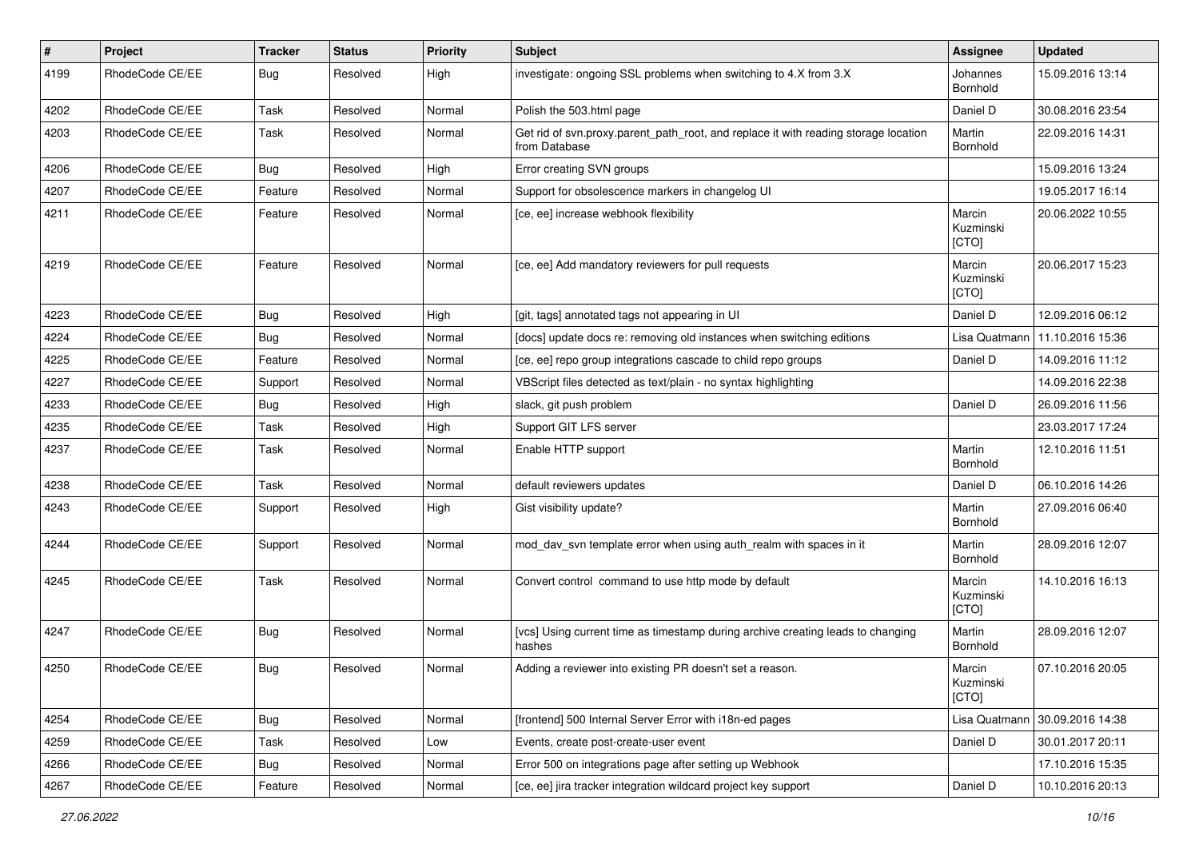| # | Project | Tracker | Status | Priority | Subject | Assignee | Updated |
|---|---|---|---|---|---|---|---|
| 4199 | RhodeCode CE/EE | Bug | Resolved | High | investigate: ongoing SSL problems when switching to 4.X from 3.X | Johannes Bornhold | 15.09.2016 13:14 |
| 4202 | RhodeCode CE/EE | Task | Resolved | Normal | Polish the 503.html page | Daniel D | 30.08.2016 23:54 |
| 4203 | RhodeCode CE/EE | Task | Resolved | Normal | Get rid of svn.proxy.parent_path_root, and replace it with reading storage location from Database | Martin Bornhold | 22.09.2016 14:31 |
| 4206 | RhodeCode CE/EE | Bug | Resolved | High | Error creating SVN groups | | 15.09.2016 13:24 |
| 4207 | RhodeCode CE/EE | Feature | Resolved | Normal | Support for obsolescence markers in changelog UI | | 19.05.2017 16:14 |
| 4211 | RhodeCode CE/EE | Feature | Resolved | Normal | [ce, ee] increase webhook flexibility | Marcin Kuzminski [CTO] | 20.06.2022 10:55 |
| 4219 | RhodeCode CE/EE | Feature | Resolved | Normal | [ce, ee] Add mandatory reviewers for pull requests | Marcin Kuzminski [CTO] | 20.06.2017 15:23 |
| 4223 | RhodeCode CE/EE | Bug | Resolved | High | [git, tags] annotated tags not appearing in UI | Daniel D | 12.09.2016 06:12 |
| 4224 | RhodeCode CE/EE | Bug | Resolved | Normal | [docs] update docs re: removing old instances when switching editions | Lisa Quatmann | 11.10.2016 15:36 |
| 4225 | RhodeCode CE/EE | Feature | Resolved | Normal | [ce, ee] repo group integrations cascade to child repo groups | Daniel D | 14.09.2016 11:12 |
| 4227 | RhodeCode CE/EE | Support | Resolved | Normal | VBScript files detected as text/plain - no syntax highlighting | | 14.09.2016 22:38 |
| 4233 | RhodeCode CE/EE | Bug | Resolved | High | slack, git push problem | Daniel D | 26.09.2016 11:56 |
| 4235 | RhodeCode CE/EE | Task | Resolved | High | Support GIT LFS server | | 23.03.2017 17:24 |
| 4237 | RhodeCode CE/EE | Task | Resolved | Normal | Enable HTTP support | Martin Bornhold | 12.10.2016 11:51 |
| 4238 | RhodeCode CE/EE | Task | Resolved | Normal | default reviewers updates | Daniel D | 06.10.2016 14:26 |
| 4243 | RhodeCode CE/EE | Support | Resolved | High | Gist visibility update? | Martin Bornhold | 27.09.2016 06:40 |
| 4244 | RhodeCode CE/EE | Support | Resolved | Normal | mod_dav_svn template error when using auth_realm with spaces in it | Martin Bornhold | 28.09.2016 12:07 |
| 4245 | RhodeCode CE/EE | Task | Resolved | Normal | Convert control  command to use http mode by default | Marcin Kuzminski [CTO] | 14.10.2016 16:13 |
| 4247 | RhodeCode CE/EE | Bug | Resolved | Normal | [vcs] Using current time as timestamp during archive creating leads to changing hashes | Martin Bornhold | 28.09.2016 12:07 |
| 4250 | RhodeCode CE/EE | Bug | Resolved | Normal | Adding a reviewer into existing PR doesn't set a reason. | Marcin Kuzminski [CTO] | 07.10.2016 20:05 |
| 4254 | RhodeCode CE/EE | Bug | Resolved | Normal | [frontend] 500 Internal Server Error with i18n-ed pages | Lisa Quatmann | 30.09.2016 14:38 |
| 4259 | RhodeCode CE/EE | Task | Resolved | Low | Events, create post-create-user event | Daniel D | 30.01.2017 20:11 |
| 4266 | RhodeCode CE/EE | Bug | Resolved | Normal | Error 500 on integrations page after setting up Webhook | | 17.10.2016 15:35 |
| 4267 | RhodeCode CE/EE | Feature | Resolved | Normal | [ce, ee] jira tracker integration wildcard project key support | Daniel D | 10.10.2016 20:13 |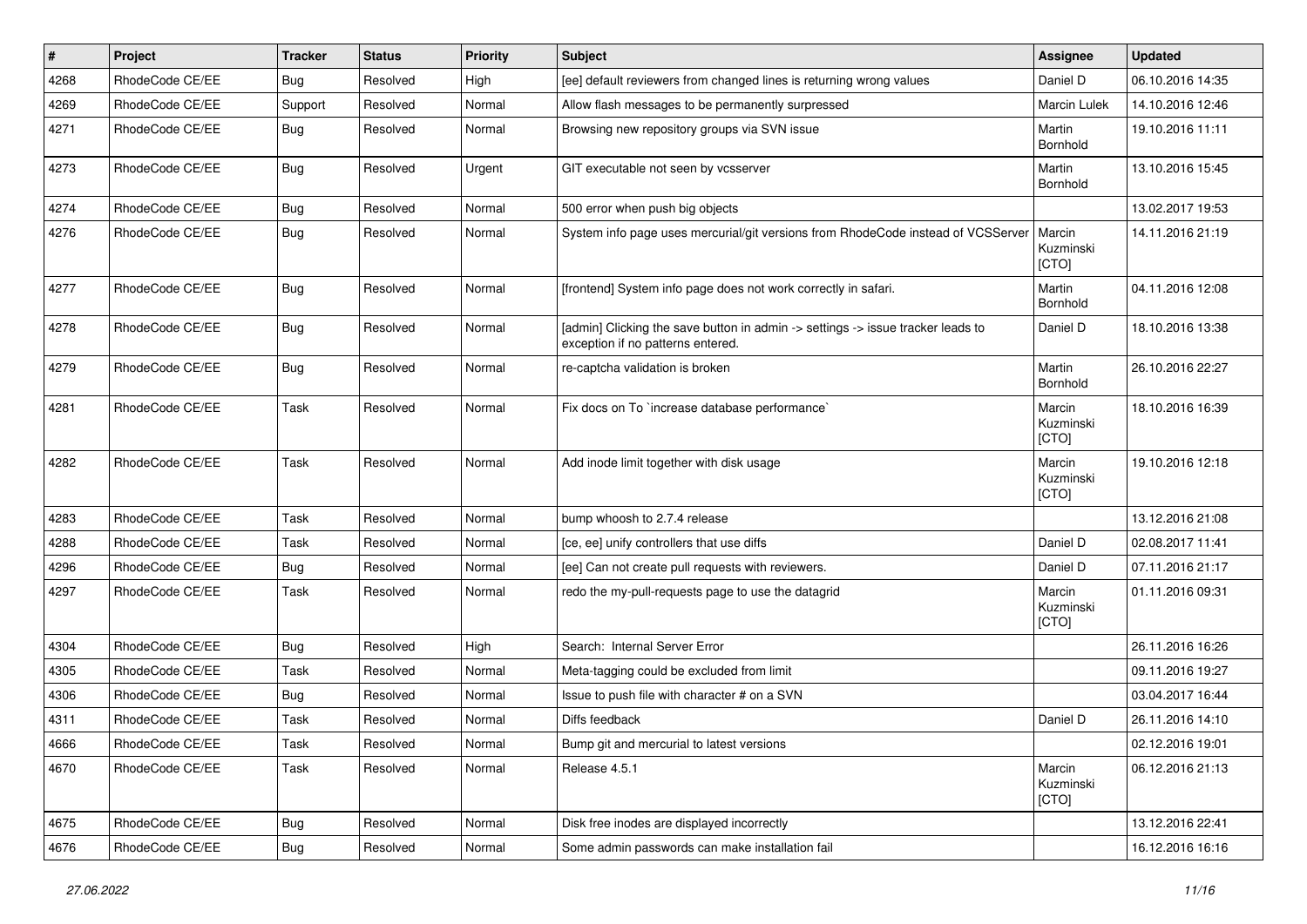| # | Project | Tracker | Status | Priority | Subject | Assignee | Updated |
|---|---|---|---|---|---|---|---|
| 4268 | RhodeCode CE/EE | Bug | Resolved | High | [ee] default reviewers from changed lines is returning wrong values | Daniel D | 06.10.2016 14:35 |
| 4269 | RhodeCode CE/EE | Support | Resolved | Normal | Allow flash messages to be permanently surpressed | Marcin Lulek | 14.10.2016 12:46 |
| 4271 | RhodeCode CE/EE | Bug | Resolved | Normal | Browsing new repository groups via SVN issue | Martin Bornhold | 19.10.2016 11:11 |
| 4273 | RhodeCode CE/EE | Bug | Resolved | Urgent | GIT executable not seen by vcsserver | Martin Bornhold | 13.10.2016 15:45 |
| 4274 | RhodeCode CE/EE | Bug | Resolved | Normal | 500 error when push big objects | | 13.02.2017 19:53 |
| 4276 | RhodeCode CE/EE | Bug | Resolved | Normal | System info page uses mercurial/git versions from RhodeCode instead of VCSServer | Marcin Kuzminski [CTO] | 14.11.2016 21:19 |
| 4277 | RhodeCode CE/EE | Bug | Resolved | Normal | [frontend] System info page does not work correctly in safari. | Martin Bornhold | 04.11.2016 12:08 |
| 4278 | RhodeCode CE/EE | Bug | Resolved | Normal | [admin] Clicking the save button in admin -> settings -> issue tracker leads to exception if no patterns entered. | Daniel D | 18.10.2016 13:38 |
| 4279 | RhodeCode CE/EE | Bug | Resolved | Normal | re-captcha validation is broken | Martin Bornhold | 26.10.2016 22:27 |
| 4281 | RhodeCode CE/EE | Task | Resolved | Normal | Fix docs on To `increase database performance` | Marcin Kuzminski [CTO] | 18.10.2016 16:39 |
| 4282 | RhodeCode CE/EE | Task | Resolved | Normal | Add inode limit together with disk usage | Marcin Kuzminski [CTO] | 19.10.2016 12:18 |
| 4283 | RhodeCode CE/EE | Task | Resolved | Normal | bump whoosh to 2.7.4 release | | 13.12.2016 21:08 |
| 4288 | RhodeCode CE/EE | Task | Resolved | Normal | [ce, ee] unify controllers that use diffs | Daniel D | 02.08.2017 11:41 |
| 4296 | RhodeCode CE/EE | Bug | Resolved | Normal | [ee] Can not create pull requests with reviewers. | Daniel D | 07.11.2016 21:17 |
| 4297 | RhodeCode CE/EE | Task | Resolved | Normal | redo the my-pull-requests page to use the datagrid | Marcin Kuzminski [CTO] | 01.11.2016 09:31 |
| 4304 | RhodeCode CE/EE | Bug | Resolved | High | Search: Internal Server Error | | 26.11.2016 16:26 |
| 4305 | RhodeCode CE/EE | Task | Resolved | Normal | Meta-tagging could be excluded from limit | | 09.11.2016 19:27 |
| 4306 | RhodeCode CE/EE | Bug | Resolved | Normal | Issue to push file with character # on a SVN | | 03.04.2017 16:44 |
| 4311 | RhodeCode CE/EE | Task | Resolved | Normal | Diffs feedback | Daniel D | 26.11.2016 14:10 |
| 4666 | RhodeCode CE/EE | Task | Resolved | Normal | Bump git and mercurial to latest versions | | 02.12.2016 19:01 |
| 4670 | RhodeCode CE/EE | Task | Resolved | Normal | Release 4.5.1 | Marcin Kuzminski [CTO] | 06.12.2016 21:13 |
| 4675 | RhodeCode CE/EE | Bug | Resolved | Normal | Disk free inodes are displayed incorrectly | | 13.12.2016 22:41 |
| 4676 | RhodeCode CE/EE | Bug | Resolved | Normal | Some admin passwords can make installation fail | | 16.12.2016 16:16 |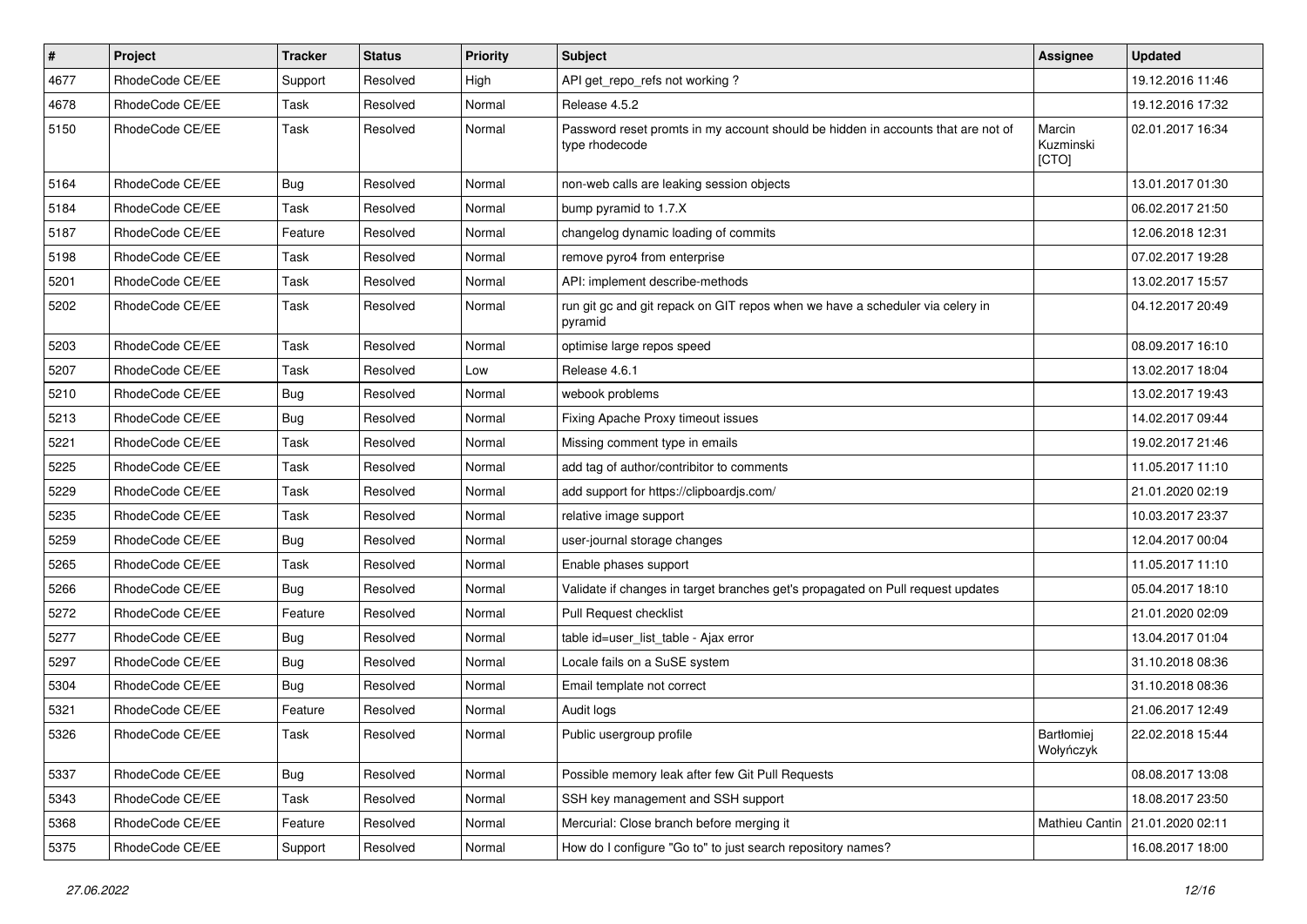| # | Project | Tracker | Status | Priority | Subject | Assignee | Updated |
|---|---|---|---|---|---|---|---|
| 4677 | RhodeCode CE/EE | Support | Resolved | High | API get_repo_refs not working ? | | 19.12.2016 11:46 |
| 4678 | RhodeCode CE/EE | Task | Resolved | Normal | Release 4.5.2 | | 19.12.2016 17:32 |
| 5150 | RhodeCode CE/EE | Task | Resolved | Normal | Password reset promts in my account should be hidden in accounts that are not of type rhodecode | Marcin Kuzminski [CTO] | 02.01.2017 16:34 |
| 5164 | RhodeCode CE/EE | Bug | Resolved | Normal | non-web calls are leaking session objects | | 13.01.2017 01:30 |
| 5184 | RhodeCode CE/EE | Task | Resolved | Normal | bump pyramid to 1.7.X | | 06.02.2017 21:50 |
| 5187 | RhodeCode CE/EE | Feature | Resolved | Normal | changelog dynamic loading of commits | | 12.06.2018 12:31 |
| 5198 | RhodeCode CE/EE | Task | Resolved | Normal | remove pyro4 from enterprise | | 07.02.2017 19:28 |
| 5201 | RhodeCode CE/EE | Task | Resolved | Normal | API: implement describe-methods | | 13.02.2017 15:57 |
| 5202 | RhodeCode CE/EE | Task | Resolved | Normal | run git gc and git repack on GIT repos when we have a scheduler via celery in pyramid | | 04.12.2017 20:49 |
| 5203 | RhodeCode CE/EE | Task | Resolved | Normal | optimise large repos speed | | 08.09.2017 16:10 |
| 5207 | RhodeCode CE/EE | Task | Resolved | Low | Release 4.6.1 | | 13.02.2017 18:04 |
| 5210 | RhodeCode CE/EE | Bug | Resolved | Normal | webook problems | | 13.02.2017 19:43 |
| 5213 | RhodeCode CE/EE | Bug | Resolved | Normal | Fixing Apache Proxy timeout issues | | 14.02.2017 09:44 |
| 5221 | RhodeCode CE/EE | Task | Resolved | Normal | Missing comment type in emails | | 19.02.2017 21:46 |
| 5225 | RhodeCode CE/EE | Task | Resolved | Normal | add tag of author/contribitor to comments | | 11.05.2017 11:10 |
| 5229 | RhodeCode CE/EE | Task | Resolved | Normal | add support for https://clipboardjs.com/ | | 21.01.2020 02:19 |
| 5235 | RhodeCode CE/EE | Task | Resolved | Normal | relative image support | | 10.03.2017 23:37 |
| 5259 | RhodeCode CE/EE | Bug | Resolved | Normal | user-journal storage changes | | 12.04.2017 00:04 |
| 5265 | RhodeCode CE/EE | Task | Resolved | Normal | Enable phases support | | 11.05.2017 11:10 |
| 5266 | RhodeCode CE/EE | Bug | Resolved | Normal | Validate if changes in target branches get's propagated on Pull request updates | | 05.04.2017 18:10 |
| 5272 | RhodeCode CE/EE | Feature | Resolved | Normal | Pull Request checklist | | 21.01.2020 02:09 |
| 5277 | RhodeCode CE/EE | Bug | Resolved | Normal | table id=user_list_table - Ajax error | | 13.04.2017 01:04 |
| 5297 | RhodeCode CE/EE | Bug | Resolved | Normal | Locale fails on a SuSE system | | 31.10.2018 08:36 |
| 5304 | RhodeCode CE/EE | Bug | Resolved | Normal | Email template not correct | | 31.10.2018 08:36 |
| 5321 | RhodeCode CE/EE | Feature | Resolved | Normal | Audit logs | | 21.06.2017 12:49 |
| 5326 | RhodeCode CE/EE | Task | Resolved | Normal | Public usergroup profile | Bartłomiej Wołyńczyk | 22.02.2018 15:44 |
| 5337 | RhodeCode CE/EE | Bug | Resolved | Normal | Possible memory leak after few Git Pull Requests | | 08.08.2017 13:08 |
| 5343 | RhodeCode CE/EE | Task | Resolved | Normal | SSH key management and SSH support | | 18.08.2017 23:50 |
| 5368 | RhodeCode CE/EE | Feature | Resolved | Normal | Mercurial: Close branch before merging it | Mathieu Cantin | 21.01.2020 02:11 |
| 5375 | RhodeCode CE/EE | Support | Resolved | Normal | How do I configure "Go to" to just search repository names? | | 16.08.2017 18:00 |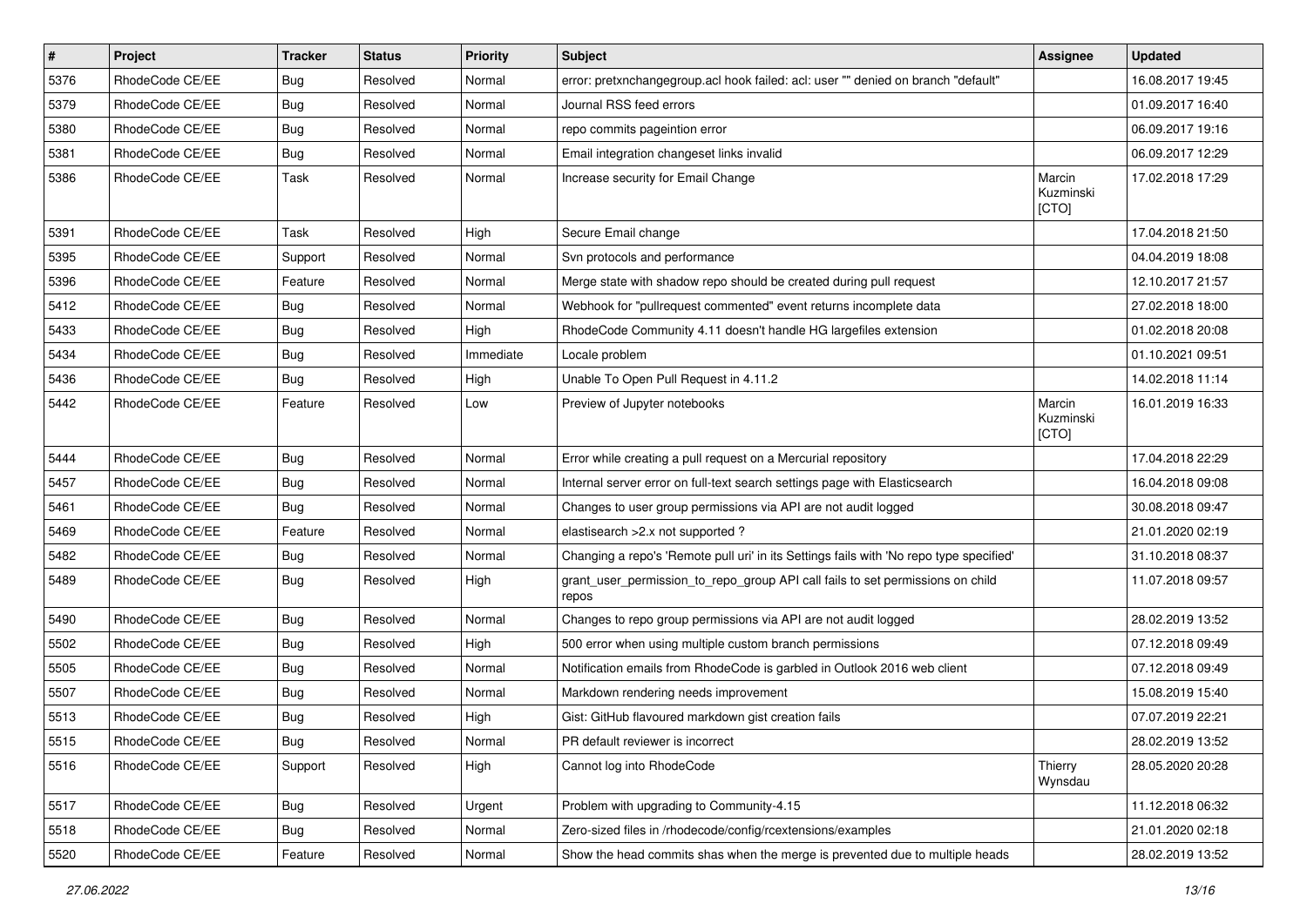| # | Project | Tracker | Status | Priority | Subject | Assignee | Updated |
|---|---|---|---|---|---|---|---|
| 5376 | RhodeCode CE/EE | Bug | Resolved | Normal | error: pretxnchangegroup.acl hook failed: acl: user "" denied on branch "default" | | 16.08.2017 19:45 |
| 5379 | RhodeCode CE/EE | Bug | Resolved | Normal | Journal RSS feed errors | | 01.09.2017 16:40 |
| 5380 | RhodeCode CE/EE | Bug | Resolved | Normal | repo commits pageintion error | | 06.09.2017 19:16 |
| 5381 | RhodeCode CE/EE | Bug | Resolved | Normal | Email integration changeset links invalid | | 06.09.2017 12:29 |
| 5386 | RhodeCode CE/EE | Task | Resolved | Normal | Increase security for Email Change | Marcin Kuzminski [CTO] | 17.02.2018 17:29 |
| 5391 | RhodeCode CE/EE | Task | Resolved | High | Secure Email change | | 17.04.2018 21:50 |
| 5395 | RhodeCode CE/EE | Support | Resolved | Normal | Svn protocols and performance | | 04.04.2019 18:08 |
| 5396 | RhodeCode CE/EE | Feature | Resolved | Normal | Merge state with shadow repo should be created during pull request | | 12.10.2017 21:57 |
| 5412 | RhodeCode CE/EE | Bug | Resolved | Normal | Webhook for "pullrequest commented" event returns incomplete data | | 27.02.2018 18:00 |
| 5433 | RhodeCode CE/EE | Bug | Resolved | High | RhodeCode Community 4.11 doesn't handle HG largefiles extension | | 01.02.2018 20:08 |
| 5434 | RhodeCode CE/EE | Bug | Resolved | Immediate | Locale problem | | 01.10.2021 09:51 |
| 5436 | RhodeCode CE/EE | Bug | Resolved | High | Unable To Open Pull Request in 4.11.2 | | 14.02.2018 11:14 |
| 5442 | RhodeCode CE/EE | Feature | Resolved | Low | Preview of Jupyter notebooks | Marcin Kuzminski [CTO] | 16.01.2019 16:33 |
| 5444 | RhodeCode CE/EE | Bug | Resolved | Normal | Error while creating a pull request on a Mercurial repository | | 17.04.2018 22:29 |
| 5457 | RhodeCode CE/EE | Bug | Resolved | Normal | Internal server error on full-text search settings page with Elasticsearch | | 16.04.2018 09:08 |
| 5461 | RhodeCode CE/EE | Bug | Resolved | Normal | Changes to user group permissions via API are not audit logged | | 30.08.2018 09:47 |
| 5469 | RhodeCode CE/EE | Feature | Resolved | Normal | elastisearch >2.x not supported ? | | 21.01.2020 02:19 |
| 5482 | RhodeCode CE/EE | Bug | Resolved | Normal | Changing a repo's 'Remote pull uri' in its Settings fails with 'No repo type specified' | | 31.10.2018 08:37 |
| 5489 | RhodeCode CE/EE | Bug | Resolved | High | grant_user_permission_to_repo_group API call fails to set permissions on child repos | | 11.07.2018 09:57 |
| 5490 | RhodeCode CE/EE | Bug | Resolved | Normal | Changes to repo group permissions via API are not audit logged | | 28.02.2019 13:52 |
| 5502 | RhodeCode CE/EE | Bug | Resolved | High | 500 error when using multiple custom branch permissions | | 07.12.2018 09:49 |
| 5505 | RhodeCode CE/EE | Bug | Resolved | Normal | Notification emails from RhodeCode is garbled in Outlook 2016 web client | | 07.12.2018 09:49 |
| 5507 | RhodeCode CE/EE | Bug | Resolved | Normal | Markdown rendering needs improvement | | 15.08.2019 15:40 |
| 5513 | RhodeCode CE/EE | Bug | Resolved | High | Gist: GitHub flavoured markdown gist creation fails | | 07.07.2019 22:21 |
| 5515 | RhodeCode CE/EE | Bug | Resolved | Normal | PR default reviewer is incorrect | | 28.02.2019 13:52 |
| 5516 | RhodeCode CE/EE | Support | Resolved | High | Cannot log into RhodeCode | Thierry Wynsdau | 28.05.2020 20:28 |
| 5517 | RhodeCode CE/EE | Bug | Resolved | Urgent | Problem with upgrading to Community-4.15 | | 11.12.2018 06:32 |
| 5518 | RhodeCode CE/EE | Bug | Resolved | Normal | Zero-sized files in /rhodecode/config/rcextensions/examples | | 21.01.2020 02:18 |
| 5520 | RhodeCode CE/EE | Feature | Resolved | Normal | Show the head commits shas when the merge is prevented due to multiple heads | | 28.02.2019 13:52 |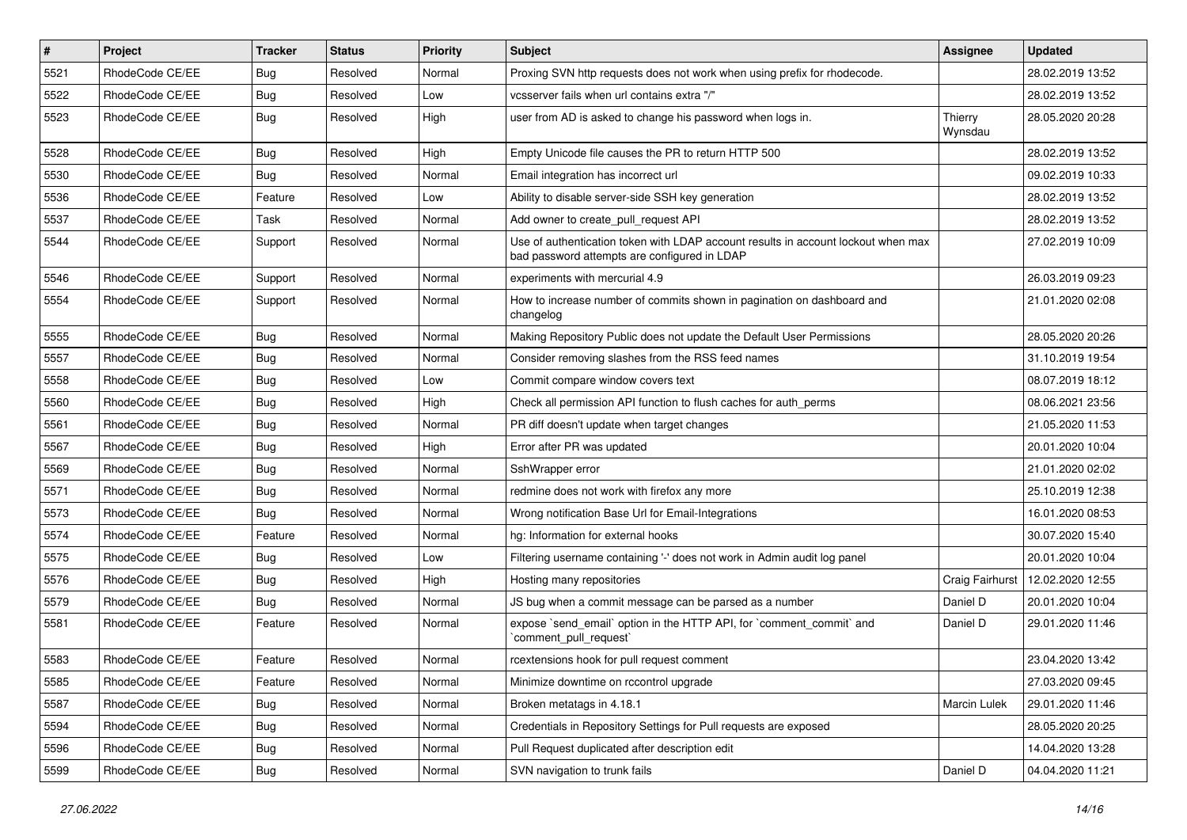| # | Project | Tracker | Status | Priority | Subject | Assignee | Updated |
| --- | --- | --- | --- | --- | --- | --- | --- |
| 5521 | RhodeCode CE/EE | Bug | Resolved | Normal | Proxing SVN http requests does not work when using prefix for rhodecode. | | 28.02.2019 13:52 |
| 5522 | RhodeCode CE/EE | Bug | Resolved | Low | vcsserver fails when url contains extra "/" | | 28.02.2019 13:52 |
| 5523 | RhodeCode CE/EE | Bug | Resolved | High | user from AD is asked to change his password when logs in. | Thierry Wynsdau | 28.05.2020 20:28 |
| 5528 | RhodeCode CE/EE | Bug | Resolved | High | Empty Unicode file causes the PR to return HTTP 500 | | 28.02.2019 13:52 |
| 5530 | RhodeCode CE/EE | Bug | Resolved | Normal | Email integration has incorrect url | | 09.02.2019 10:33 |
| 5536 | RhodeCode CE/EE | Feature | Resolved | Low | Ability to disable server-side SSH key generation | | 28.02.2019 13:52 |
| 5537 | RhodeCode CE/EE | Task | Resolved | Normal | Add owner to create_pull_request API | | 28.02.2019 13:52 |
| 5544 | RhodeCode CE/EE | Support | Resolved | Normal | Use of authentication token with LDAP account results in account lockout when max bad password attempts are configured in LDAP | | 27.02.2019 10:09 |
| 5546 | RhodeCode CE/EE | Support | Resolved | Normal | experiments with mercurial 4.9 | | 26.03.2019 09:23 |
| 5554 | RhodeCode CE/EE | Support | Resolved | Normal | How to increase number of commits shown in pagination on dashboard and changelog | | 21.01.2020 02:08 |
| 5555 | RhodeCode CE/EE | Bug | Resolved | Normal | Making Repository Public does not update the Default User Permissions | | 28.05.2020 20:26 |
| 5557 | RhodeCode CE/EE | Bug | Resolved | Normal | Consider removing slashes from the RSS feed names | | 31.10.2019 19:54 |
| 5558 | RhodeCode CE/EE | Bug | Resolved | Low | Commit compare window covers text | | 08.07.2019 18:12 |
| 5560 | RhodeCode CE/EE | Bug | Resolved | High | Check all permission API function to flush caches for auth_perms | | 08.06.2021 23:56 |
| 5561 | RhodeCode CE/EE | Bug | Resolved | Normal | PR diff doesn't update when target changes | | 21.05.2020 11:53 |
| 5567 | RhodeCode CE/EE | Bug | Resolved | High | Error after PR was updated | | 20.01.2020 10:04 |
| 5569 | RhodeCode CE/EE | Bug | Resolved | Normal | SshWrapper error | | 21.01.2020 02:02 |
| 5571 | RhodeCode CE/EE | Bug | Resolved | Normal | redmine does not work with firefox any more | | 25.10.2019 12:38 |
| 5573 | RhodeCode CE/EE | Bug | Resolved | Normal | Wrong notification Base Url for Email-Integrations | | 16.01.2020 08:53 |
| 5574 | RhodeCode CE/EE | Feature | Resolved | Normal | hg: Information for external hooks | | 30.07.2020 15:40 |
| 5575 | RhodeCode CE/EE | Bug | Resolved | Low | Filtering username containing '-' does not work in Admin audit log panel | | 20.01.2020 10:04 |
| 5576 | RhodeCode CE/EE | Bug | Resolved | High | Hosting many repositories | Craig Fairhurst | 12.02.2020 12:55 |
| 5579 | RhodeCode CE/EE | Bug | Resolved | Normal | JS bug when a commit message can be parsed as a number | Daniel D | 20.01.2020 10:04 |
| 5581 | RhodeCode CE/EE | Feature | Resolved | Normal | expose `send_email` option in the HTTP API, for `comment_commit` and `comment_pull_request` | Daniel D | 29.01.2020 11:46 |
| 5583 | RhodeCode CE/EE | Feature | Resolved | Normal | rcextensions hook for pull request comment | | 23.04.2020 13:42 |
| 5585 | RhodeCode CE/EE | Feature | Resolved | Normal | Minimize downtime on rccontrol upgrade | | 27.03.2020 09:45 |
| 5587 | RhodeCode CE/EE | Bug | Resolved | Normal | Broken metatags in 4.18.1 | Marcin Lulek | 29.01.2020 11:46 |
| 5594 | RhodeCode CE/EE | Bug | Resolved | Normal | Credentials in Repository Settings for Pull requests are exposed | | 28.05.2020 20:25 |
| 5596 | RhodeCode CE/EE | Bug | Resolved | Normal | Pull Request duplicated after description edit | | 14.04.2020 13:28 |
| 5599 | RhodeCode CE/EE | Bug | Resolved | Normal | SVN navigation to trunk fails | Daniel D | 04.04.2020 11:21 |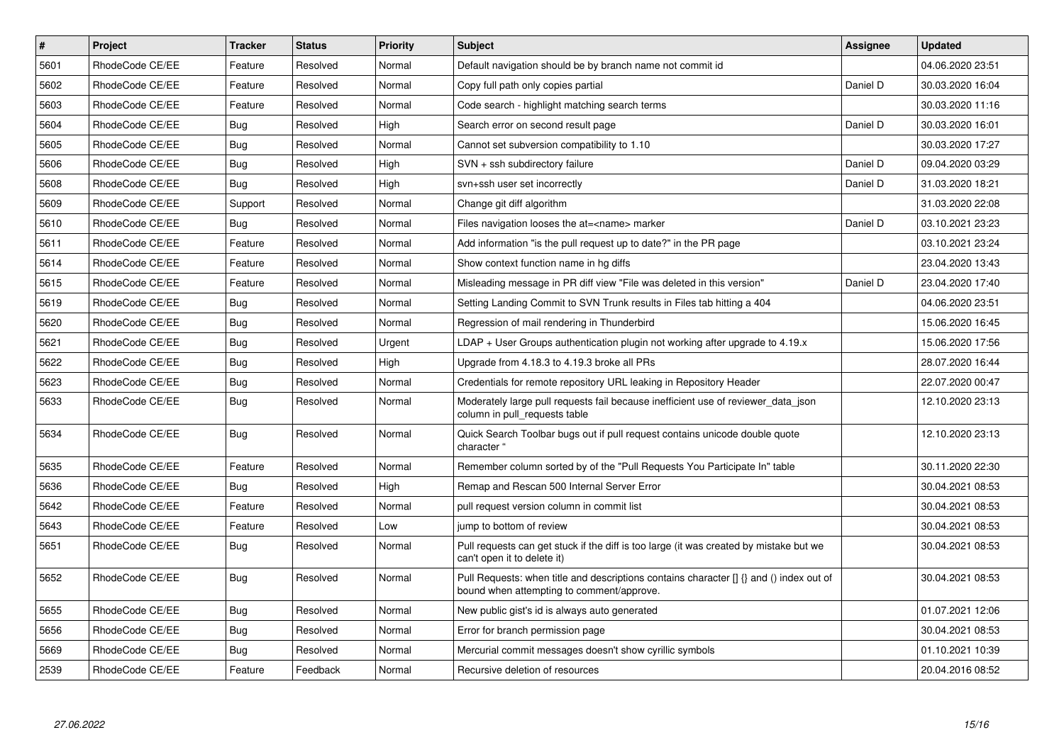| # | Project | Tracker | Status | Priority | Subject | Assignee | Updated |
|---|---|---|---|---|---|---|---|
| 5601 | RhodeCode CE/EE | Feature | Resolved | Normal | Default navigation should be by branch name not commit id | | 04.06.2020 23:51 |
| 5602 | RhodeCode CE/EE | Feature | Resolved | Normal | Copy full path only copies partial | Daniel D | 30.03.2020 16:04 |
| 5603 | RhodeCode CE/EE | Feature | Resolved | Normal | Code search - highlight matching search terms | | 30.03.2020 11:16 |
| 5604 | RhodeCode CE/EE | Bug | Resolved | High | Search error on second result page | Daniel D | 30.03.2020 16:01 |
| 5605 | RhodeCode CE/EE | Bug | Resolved | Normal | Cannot set subversion compatibility to 1.10 | | 30.03.2020 17:27 |
| 5606 | RhodeCode CE/EE | Bug | Resolved | High | SVN + ssh subdirectory failure | Daniel D | 09.04.2020 03:29 |
| 5608 | RhodeCode CE/EE | Bug | Resolved | High | svn+ssh user set incorrectly | Daniel D | 31.03.2020 18:21 |
| 5609 | RhodeCode CE/EE | Support | Resolved | Normal | Change git diff algorithm | | 31.03.2020 22:08 |
| 5610 | RhodeCode CE/EE | Bug | Resolved | Normal | Files navigation looses the at=<name> marker | Daniel D | 03.10.2021 23:23 |
| 5611 | RhodeCode CE/EE | Feature | Resolved | Normal | Add information "is the pull request up to date?" in the PR page | | 03.10.2021 23:24 |
| 5614 | RhodeCode CE/EE | Feature | Resolved | Normal | Show context function name in hg diffs | | 23.04.2020 13:43 |
| 5615 | RhodeCode CE/EE | Feature | Resolved | Normal | Misleading message in PR diff view "File was deleted in this version" | Daniel D | 23.04.2020 17:40 |
| 5619 | RhodeCode CE/EE | Bug | Resolved | Normal | Setting Landing Commit to SVN Trunk results in Files tab hitting a 404 | | 04.06.2020 23:51 |
| 5620 | RhodeCode CE/EE | Bug | Resolved | Normal | Regression of mail rendering in Thunderbird | | 15.06.2020 16:45 |
| 5621 | RhodeCode CE/EE | Bug | Resolved | Urgent | LDAP + User Groups authentication plugin not working after upgrade to 4.19.x | | 15.06.2020 17:56 |
| 5622 | RhodeCode CE/EE | Bug | Resolved | High | Upgrade from 4.18.3 to 4.19.3 broke all PRs | | 28.07.2020 16:44 |
| 5623 | RhodeCode CE/EE | Bug | Resolved | Normal | Credentials for remote repository URL leaking in Repository Header | | 22.07.2020 00:47 |
| 5633 | RhodeCode CE/EE | Bug | Resolved | Normal | Moderately large pull requests fail because inefficient use of reviewer_data_json column in pull_requests table | | 12.10.2020 23:13 |
| 5634 | RhodeCode CE/EE | Bug | Resolved | Normal | Quick Search Toolbar bugs out if pull request contains unicode double quote character " | | 12.10.2020 23:13 |
| 5635 | RhodeCode CE/EE | Feature | Resolved | Normal | Remember column sorted by of the "Pull Requests You Participate In" table | | 30.11.2020 22:30 |
| 5636 | RhodeCode CE/EE | Bug | Resolved | High | Remap and Rescan 500 Internal Server Error | | 30.04.2021 08:53 |
| 5642 | RhodeCode CE/EE | Feature | Resolved | Normal | pull request version column in commit list | | 30.04.2021 08:53 |
| 5643 | RhodeCode CE/EE | Feature | Resolved | Low | jump to bottom of review | | 30.04.2021 08:53 |
| 5651 | RhodeCode CE/EE | Bug | Resolved | Normal | Pull requests can get stuck if the diff is too large (it was created by mistake but we can't open it to delete it) | | 30.04.2021 08:53 |
| 5652 | RhodeCode CE/EE | Bug | Resolved | Normal | Pull Requests: when title and descriptions contains character [] {} and () index out of bound when attempting to comment/approve. | | 30.04.2021 08:53 |
| 5655 | RhodeCode CE/EE | Bug | Resolved | Normal | New public gist's id is always auto generated | | 01.07.2021 12:06 |
| 5656 | RhodeCode CE/EE | Bug | Resolved | Normal | Error for branch permission page | | 30.04.2021 08:53 |
| 5669 | RhodeCode CE/EE | Bug | Resolved | Normal | Mercurial commit messages doesn't show cyrillic symbols | | 01.10.2021 10:39 |
| 2539 | RhodeCode CE/EE | Feature | Feedback | Normal | Recursive deletion of resources | | 20.04.2016 08:52 |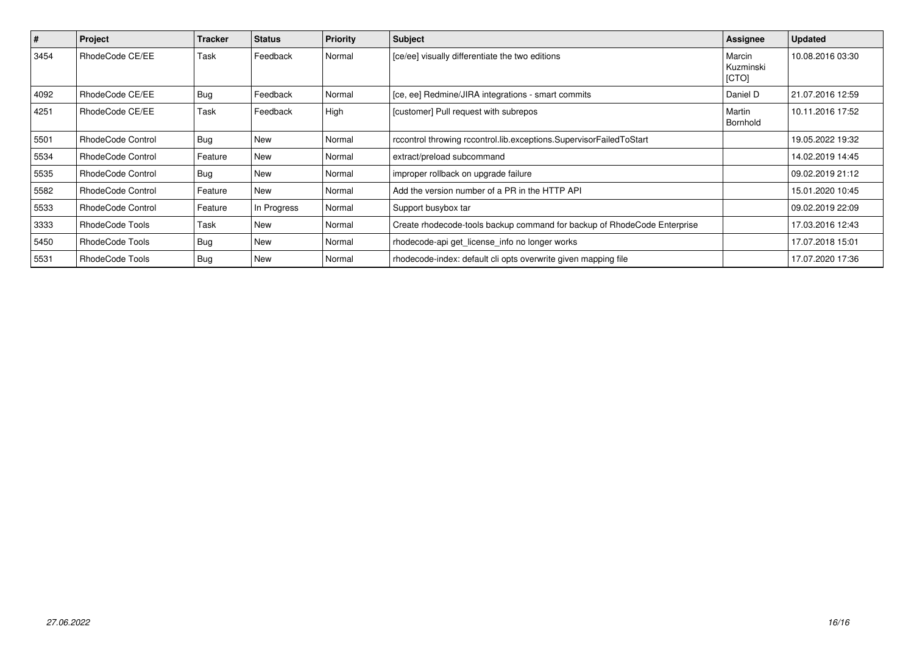| # | Project | Tracker | Status | Priority | Subject | Assignee | Updated |
|---|---|---|---|---|---|---|---|
| 3454 | RhodeCode CE/EE | Task | Feedback | Normal | [ce/ee] visually differentiate the two editions | Marcin Kuzminski [CTO] | 10.08.2016 03:30 |
| 4092 | RhodeCode CE/EE | Bug | Feedback | Normal | [ce, ee] Redmine/JIRA integrations - smart commits | Daniel D | 21.07.2016 12:59 |
| 4251 | RhodeCode CE/EE | Task | Feedback | High | [customer] Pull request with subrepos | Martin Bornhold | 10.11.2016 17:52 |
| 5501 | RhodeCode Control | Bug | New | Normal | rccontrol throwing rccontrol.lib.exceptions.SupervisorFailedToStart | | 19.05.2022 19:32 |
| 5534 | RhodeCode Control | Feature | New | Normal | extract/preload subcommand | | 14.02.2019 14:45 |
| 5535 | RhodeCode Control | Bug | New | Normal | improper rollback on upgrade failure | | 09.02.2019 21:12 |
| 5582 | RhodeCode Control | Feature | New | Normal | Add the version number of a PR in the HTTP API | | 15.01.2020 10:45 |
| 5533 | RhodeCode Control | Feature | In Progress | Normal | Support busybox tar | | 09.02.2019 22:09 |
| 3333 | RhodeCode Tools | Task | New | Normal | Create rhodecode-tools backup command for backup of RhodeCode Enterprise | | 17.03.2016 12:43 |
| 5450 | RhodeCode Tools | Bug | New | Normal | rhodecode-api get_license_info no longer works | | 17.07.2018 15:01 |
| 5531 | RhodeCode Tools | Bug | New | Normal | rhodecode-index: default cli opts overwrite given mapping file | | 17.07.2020 17:36 |